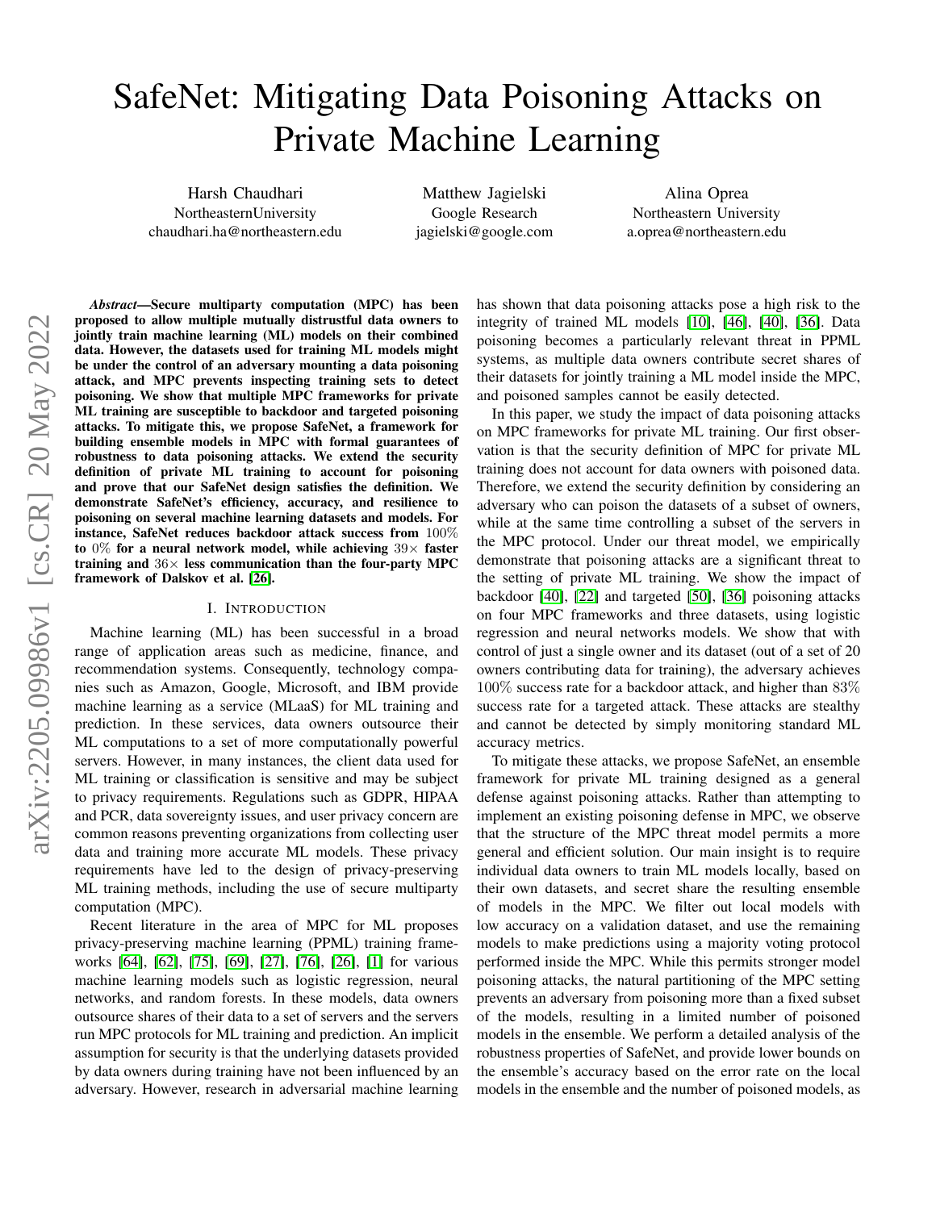# SafeNet: Mitigating Data Poisoning Attacks on Private Machine Learning

Harsh Chaudhari
NortheasternUniversity
chaudhari.ha@northeastern.edu

Matthew Jagielski
Google Research
jagielski@google.com

Alina Oprea
Northeastern University
a.oprea@northeastern.edu

***Abstract*—Secure multiparty computation (MPC) has been proposed to allow multiple mutually distrustful data owners to jointly train machine learning (ML) models on their combined data. However, the datasets used for training ML models might be under the control of an adversary mounting a data poisoning attack, and MPC prevents inspecting training sets to detect poisoning. We show that multiple MPC frameworks for private ML training are susceptible to backdoor and targeted poisoning attacks. To mitigate this, we propose SafeNet, a framework for building ensemble models in MPC with formal guarantees of robustness to data poisoning attacks. We extend the security definition of private ML training to account for poisoning and prove that our SafeNet design satisfies the definition. We demonstrate SafeNet's efficiency, accuracy, and resilience to poisoning on several machine learning datasets and models. For instance, SafeNet reduces backdoor attack success from $100\%$ to $0\%$ for a neural network model, while achieving $39\times$ faster training and $36\times$ less communication than the four-party MPC framework of Dalskov et al. [26].**

## I. Introduction

Machine learning (ML) has been successful in a broad range of application areas such as medicine, finance, and recommendation systems. Consequently, technology companies such as Amazon, Google, Microsoft, and IBM provide machine learning as a service (MLaaS) for ML training and prediction. In these services, data owners outsource their ML computations to a set of more computationally powerful servers. However, in many instances, the client data used for ML training or classification is sensitive and may be subject to privacy requirements. Regulations such as GDPR, HIPAA and PCR, data sovereignty issues, and user privacy concern are common reasons preventing organizations from collecting user data and training more accurate ML models. These privacy requirements have led to the design of privacy-preserving ML training methods, including the use of secure multiparty computation (MPC).

Recent literature in the area of MPC for ML proposes privacy-preserving machine learning (PPML) training frameworks [64], [62], [75], [69], [27], [76], [26], [1] for various machine learning models such as logistic regression, neural networks, and random forests. In these models, data owners outsource shares of their data to a set of servers and the servers run MPC protocols for ML training and prediction. An implicit assumption for security is that the underlying datasets provided by data owners during training have not been influenced by an adversary. However, research in adversarial machine learning has shown that data poisoning attacks pose a high risk to the integrity of trained ML models [10], [46], [40], [36]. Data poisoning becomes a particularly relevant threat in PPML systems, as multiple data owners contribute secret shares of their datasets for jointly training a ML model inside the MPC, and poisoned samples cannot be easily detected.

In this paper, we study the impact of data poisoning attacks on MPC frameworks for private ML training. Our first observation is that the security definition of MPC for private ML training does not account for data owners with poisoned data. Therefore, we extend the security definition by considering an adversary who can poison the datasets of a subset of owners, while at the same time controlling a subset of the servers in the MPC protocol. Under our threat model, we empirically demonstrate that poisoning attacks are a significant threat to the setting of private ML training. We show the impact of backdoor [40], [22] and targeted [50], [36] poisoning attacks on four MPC frameworks and three datasets, using logistic regression and neural networks models. We show that with control of just a single owner and its dataset (out of a set of 20 owners contributing data for training), the adversary achieves $100\%$ success rate for a backdoor attack, and higher than $83\%$ success rate for a targeted attack. These attacks are stealthy and cannot be detected by simply monitoring standard ML accuracy metrics.

To mitigate these attacks, we propose SafeNet, an ensemble framework for private ML training designed as a general defense against poisoning attacks. Rather than attempting to implement an existing poisoning defense in MPC, we observe that the structure of the MPC threat model permits a more general and efficient solution. Our main insight is to require individual data owners to train ML models locally, based on their own datasets, and secret share the resulting ensemble of models in the MPC. We filter out local models with low accuracy on a validation dataset, and use the remaining models to make predictions using a majority voting protocol performed inside the MPC. While this permits stronger model poisoning attacks, the natural partitioning of the MPC setting prevents an adversary from poisoning more than a fixed subset of the models, resulting in a limited number of poisoned models in the ensemble. We perform a detailed analysis of the robustness properties of SafeNet, and provide lower bounds on the ensemble's accuracy based on the error rate on the local models in the ensemble and the number of poisoned models, as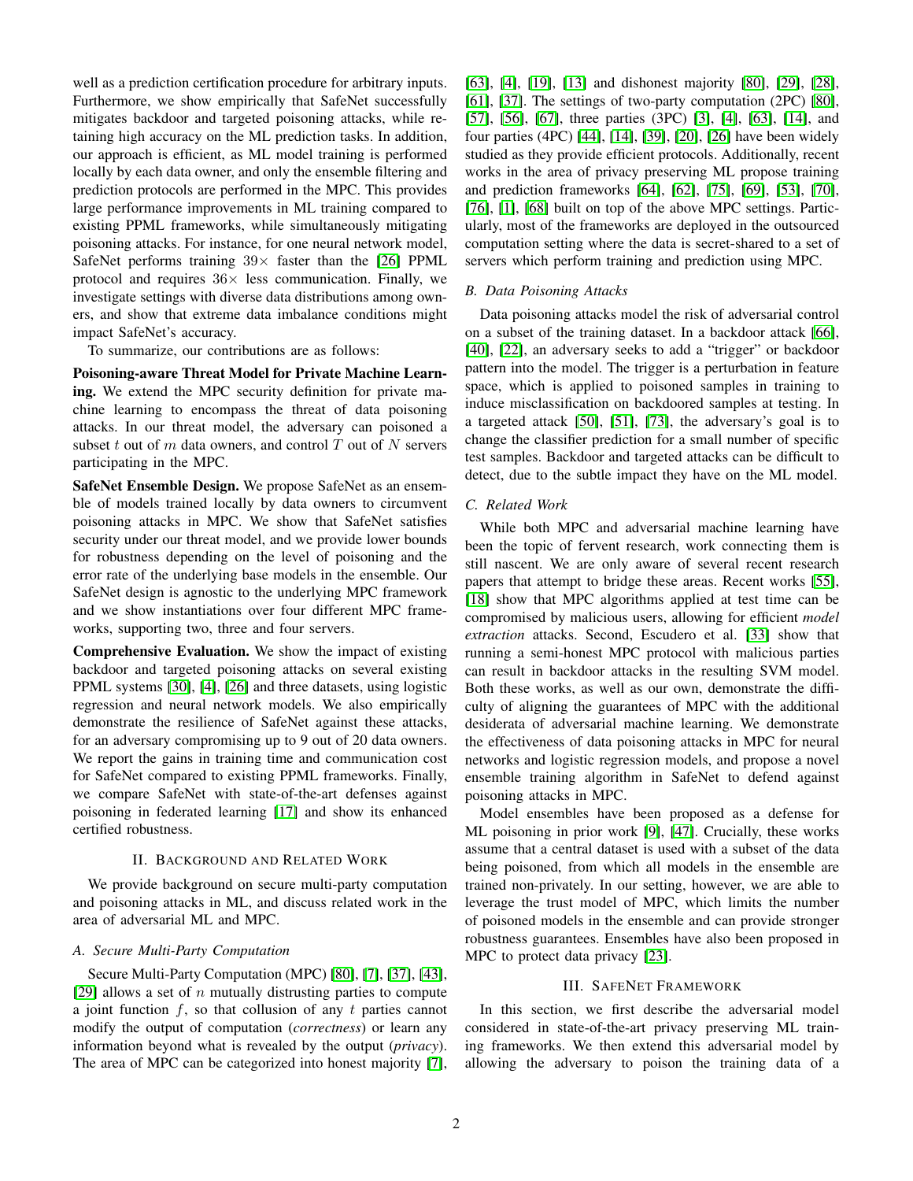well as a prediction certification procedure for arbitrary inputs. Furthermore, we show empirically that SafeNet successfully mitigates backdoor and targeted poisoning attacks, while retaining high accuracy on the ML prediction tasks. In addition, our approach is efficient, as ML model training is performed locally by each data owner, and only the ensemble filtering and prediction protocols are performed in the MPC. This provides large performance improvements in ML training compared to existing PPML frameworks, while simultaneously mitigating poisoning attacks. For instance, for one neural network model, SafeNet performs training $39\times$ faster than the [26] PPML protocol and requires $36\times$ less communication. Finally, we investigate settings with diverse data distributions among owners, and show that extreme data imbalance conditions might impact SafeNet's accuracy.

To summarize, our contributions are as follows:

**Poisoning-aware Threat Model for Private Machine Learning.** We extend the MPC security definition for private machine learning to encompass the threat of data poisoning attacks. In our threat model, the adversary can poisoned a subset $t$ out of $m$ data owners, and control $T$ out of $N$ servers participating in the MPC.

**SafeNet Ensemble Design.** We propose SafeNet as an ensemble of models trained locally by data owners to circumvent poisoning attacks in MPC. We show that SafeNet satisfies security under our threat model, and we provide lower bounds for robustness depending on the level of poisoning and the error rate of the underlying base models in the ensemble. Our SafeNet design is agnostic to the underlying MPC framework and we show instantiations over four different MPC frameworks, supporting two, three and four servers.

**Comprehensive Evaluation.** We show the impact of existing backdoor and targeted poisoning attacks on several existing PPML systems [30], [4], [26] and three datasets, using logistic regression and neural network models. We also empirically demonstrate the resilience of SafeNet against these attacks, for an adversary compromising up to 9 out of 20 data owners. We report the gains in training time and communication cost for SafeNet compared to existing PPML frameworks. Finally, we compare SafeNet with state-of-the-art defenses against poisoning in federated learning [17] and show its enhanced certified robustness.

## II. Background and Related Work

We provide background on secure multi-party computation and poisoning attacks in ML, and discuss related work in the area of adversarial ML and MPC.

### A. Secure Multi-Party Computation

Secure Multi-Party Computation (MPC) [80], [7], [37], [43], [29] allows a set of $n$ mutually distrusting parties to compute a joint function $f$, so that collusion of any $t$ parties cannot modify the output of computation (*correctness*) or learn any information beyond what is revealed by the output (*privacy*). The area of MPC can be categorized into honest majority [7], [63], [4], [19], [13] and dishonest majority [80], [29], [28], [61], [37]. The settings of two-party computation (2PC) [80], [57], [56], [67], three parties (3PC) [3], [4], [63], [14], and four parties (4PC) [44], [14], [39], [20], [26] have been widely studied as they provide efficient protocols. Additionally, recent works in the area of privacy preserving ML propose training and prediction frameworks [64], [62], [75], [69], [53], [70], [76], [1], [68] built on top of the above MPC settings. Particularly, most of the frameworks are deployed in the outsourced computation setting where the data is secret-shared to a set of servers which perform training and prediction using MPC.

### B. Data Poisoning Attacks

Data poisoning attacks model the risk of adversarial control on a subset of the training dataset. In a backdoor attack [66], [40], [22], an adversary seeks to add a "trigger" or backdoor pattern into the model. The trigger is a perturbation in feature space, which is applied to poisoned samples in training to induce misclassification on backdoored samples at testing. In a targeted attack [50], [51], [73], the adversary's goal is to change the classifier prediction for a small number of specific test samples. Backdoor and targeted attacks can be difficult to detect, due to the subtle impact they have on the ML model.

### C. Related Work

While both MPC and adversarial machine learning have been the topic of fervent research, work connecting them is still nascent. We are only aware of several recent research papers that attempt to bridge these areas. Recent works [55], [18] show that MPC algorithms applied at test time can be compromised by malicious users, allowing for efficient *model extraction* attacks. Second, Escudero et al. [33] show that running a semi-honest MPC protocol with malicious parties can result in backdoor attacks in the resulting SVM model. Both these works, as well as our own, demonstrate the difficulty of aligning the guarantees of MPC with the additional desiderata of adversarial machine learning. We demonstrate the effectiveness of data poisoning attacks in MPC for neural networks and logistic regression models, and propose a novel ensemble training algorithm in SafeNet to defend against poisoning attacks in MPC.

Model ensembles have been proposed as a defense for ML poisoning in prior work [9], [47]. Crucially, these works assume that a central dataset is used with a subset of the data being poisoned, from which all models in the ensemble are trained non-privately. In our setting, however, we are able to leverage the trust model of MPC, which limits the number of poisoned models in the ensemble and can provide stronger robustness guarantees. Ensembles have also been proposed in MPC to protect data privacy [23].

## III. SafeNet Framework

In this section, we first describe the adversarial model considered in state-of-the-art privacy preserving ML training frameworks. We then extend this adversarial model by allowing the adversary to poison the training data of a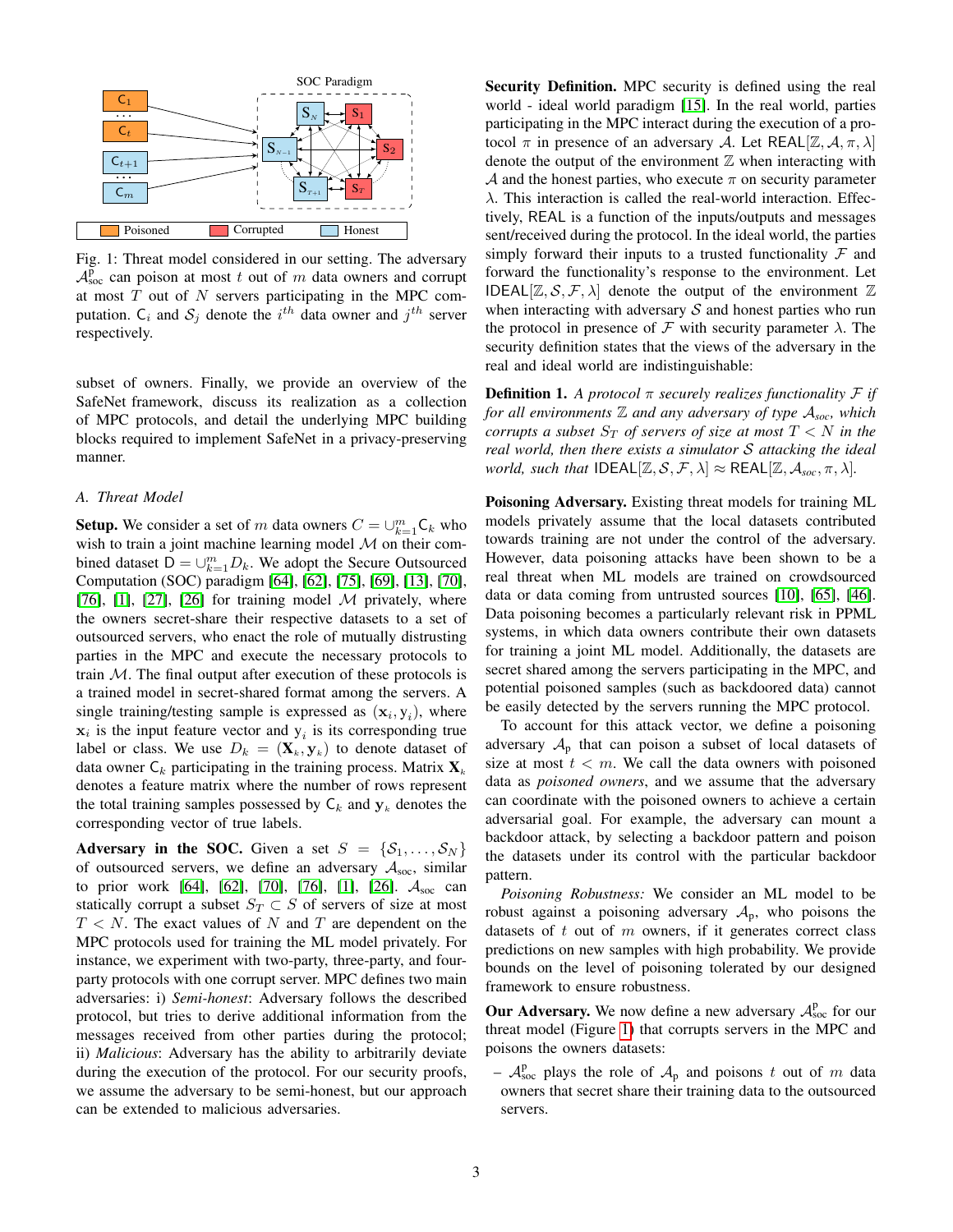Fig. 1: Threat model considered in our setting. The adversary $\mathcal{A}_{\text{soc}}^{\text{p}}$ can poison at most $t$ out of $m$ data owners and corrupt at most $T$ out of $N$ servers participating in the MPC computation. $\mathsf{C}_i$ and $\mathcal{S}_j$ denote the $i^{th}$ data owner and $j^{th}$ server respectively.

subset of owners. Finally, we provide an overview of the SafeNet framework, discuss its realization as a collection of MPC protocols, and detail the underlying MPC building blocks required to implement SafeNet in a privacy-preserving manner.

### A. Threat Model

**Setup.** We consider a set of $m$ data owners $C = \cup_{k=1}^{m} \mathsf{C}_k$ who wish to train a joint machine learning model $\mathcal{M}$ on their combined dataset $\mathsf{D} = \cup_{k=1}^{m} D_k$. We adopt the Secure Outsourced Computation (SOC) paradigm [64], [62], [75], [69], [13], [70], [76], [1], [27], [26] for training model $\mathcal{M}$ privately, where the owners secret-share their respective datasets to a set of outsourced servers, who enact the role of mutually distrusting parties in the MPC and execute the necessary protocols to train $\mathcal{M}$. The final output after execution of these protocols is a trained model in secret-shared format among the servers. A single training/testing sample is expressed as $(\mathbf{x}_i, \mathrm{y}_i)$, where $\mathbf{x}_i$ is the input feature vector and $\mathrm{y}_i$ is its corresponding true label or class. We use $D_k = (\mathbf{X}_k, \mathbf{y}_k)$ to denote dataset of data owner $\mathsf{C}_k$ participating in the training process. Matrix $\mathbf{X}_k$ denotes a feature matrix where the number of rows represent the total training samples possessed by $\mathsf{C}_k$ and $\mathbf{y}_k$ denotes the corresponding vector of true labels.

**Adversary in the SOC.** Given a set $S = \{\mathcal{S}_1, \ldots, \mathcal{S}_N\}$ of outsourced servers, we define an adversary $\mathcal{A}_{\text{soc}}$, similar to prior work [64], [62], [70], [76], [1], [26]. $\mathcal{A}_{\text{soc}}$ can statically corrupt a subset $S_T \subset S$ of servers of size at most $T < N$. The exact values of $N$ and $T$ are dependent on the MPC protocols used for training the ML model privately. For instance, we experiment with two-party, three-party, and four-party protocols with one corrupt server. MPC defines two main adversaries: i) *Semi-honest*: Adversary follows the described protocol, but tries to derive additional information from the messages received from other parties during the protocol; ii) *Malicious*: Adversary has the ability to arbitrarily deviate during the execution of the protocol. For our security proofs, we assume the adversary to be semi-honest, but our approach can be extended to malicious adversaries.

**Security Definition.** MPC security is defined using the real world - ideal world paradigm [15]. In the real world, parties participating in the MPC interact during the execution of a protocol $\pi$ in presence of an adversary $\mathcal{A}$. Let $\mathsf{REAL}[\mathbb{Z}, \mathcal{A}, \pi, \lambda]$ denote the output of the environment $\mathbb{Z}$ when interacting with $\mathcal{A}$ and the honest parties, who execute $\pi$ on security parameter $\lambda$. This interaction is called the real-world interaction. Effectively, REAL is a function of the inputs/outputs and messages sent/received during the protocol. In the ideal world, the parties simply forward their inputs to a trusted functionality $\mathcal{F}$ and forward the functionality's response to the environment. Let $\mathsf{IDEAL}[\mathbb{Z}, \mathcal{S}, \mathcal{F}, \lambda]$ denote the output of the environment $\mathbb{Z}$ when interacting with adversary $\mathcal{S}$ and honest parties who run the protocol in presence of $\mathcal{F}$ with security parameter $\lambda$. The security definition states that the views of the adversary in the real and ideal world are indistinguishable:

**Definition 1.** *A protocol $\pi$ securely realizes functionality $\mathcal{F}$ if for all environments $\mathbb{Z}$ and any adversary of type $\mathcal{A}_{soc}$, which corrupts a subset $S_T$ of servers of size at most $T < N$ in the real world, then there exists a simulator $\mathcal{S}$ attacking the ideal world, such that $\mathsf{IDEAL}[\mathbb{Z}, \mathcal{S}, \mathcal{F}, \lambda] \approx \mathsf{REAL}[\mathbb{Z}, \mathcal{A}_{soc}, \pi, \lambda]$.*

**Poisoning Adversary.** Existing threat models for training ML models privately assume that the local datasets contributed towards training are not under the control of the adversary. However, data poisoning attacks have been shown to be a real threat when ML models are trained on crowdsourced data or data coming from untrusted sources [10], [65], [46]. Data poisoning becomes a particularly relevant risk in PPML systems, in which data owners contribute their own datasets for training a joint ML model. Additionally, the datasets are secret shared among the servers participating in the MPC, and potential poisoned samples (such as backdoored data) cannot be easily detected by the servers running the MPC protocol.

To account for this attack vector, we define a poisoning adversary $\mathcal{A}_{\text{p}}$ that can poison a subset of local datasets of size at most $t < m$. We call the data owners with poisoned data as *poisoned owners*, and we assume that the adversary can coordinate with the poisoned owners to achieve a certain adversarial goal. For example, the adversary can mount a backdoor attack, by selecting a backdoor pattern and poison the datasets under its control with the particular backdoor pattern.

*Poisoning Robustness:* We consider an ML model to be robust against a poisoning adversary $\mathcal{A}_{\text{p}}$, who poisons the datasets of $t$ out of $m$ owners, if it generates correct class predictions on new samples with high probability. We provide bounds on the level of poisoning tolerated by our designed framework to ensure robustness.

**Our Adversary.** We now define a new adversary $\mathcal{A}_{\text{soc}}^{\text{p}}$ for our threat model (Figure 1) that corrupts servers in the MPC and poisons the owners datasets:

– $\mathcal{A}_{\text{soc}}^{\text{p}}$ plays the role of $\mathcal{A}_{\text{p}}$ and poisons $t$ out of $m$ data owners that secret share their training data to the outsourced servers.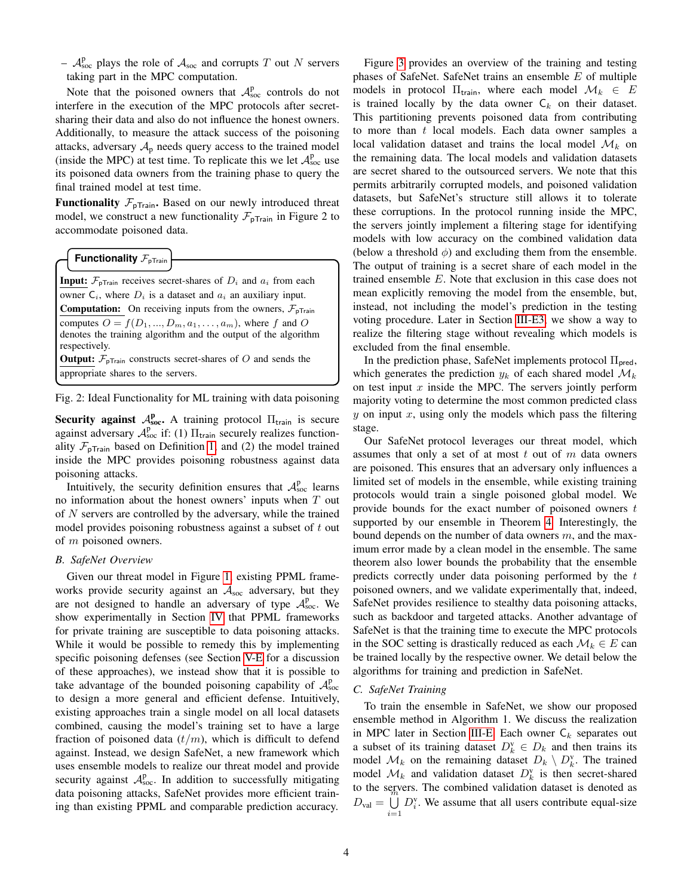– $\mathcal{A}^{\text{p}}_{\text{soc}}$ plays the role of $\mathcal{A}_{\text{soc}}$ and corrupts $T$ out $N$ servers taking part in the MPC computation.

Note that the poisoned owners that $\mathcal{A}^{\text{p}}_{\text{soc}}$ controls do not interfere in the execution of the MPC protocols after secret-sharing their data and also do not influence the honest owners. Additionally, to measure the attack success of the poisoning attacks, adversary $\mathcal{A}_{\text{p}}$ needs query access to the trained model (inside the MPC) at test time. To replicate this we let $\mathcal{A}^{\text{p}}_{\text{soc}}$ use its poisoned data owners from the training phase to query the final trained model at test time.

**Functionality $\mathcal{F}_{\text{pTrain}}$.** Based on our newly introduced threat model, we construct a new functionality $\mathcal{F}_{\text{pTrain}}$ in Figure 2 to accommodate poisoned data.

> **Functionality $\mathcal{F}_{\text{pTrain}}$**
>
> **Input:** $\mathcal{F}_{\text{pTrain}}$ receives secret-shares of $D_i$ and $a_i$ from each owner $\mathsf{C}_i$, where $D_i$ is a dataset and $a_i$ an auxiliary input.
>
> **Computation:** On receiving inputs from the owners, $\mathcal{F}_{\text{pTrain}}$ computes $O = f(D_1, ..., D_m, a_1, \ldots, a_m)$, where $f$ and $O$ denotes the training algorithm and the output of the algorithm respectively.
>
> **Output:** $\mathcal{F}_{\text{pTrain}}$ constructs secret-shares of $O$ and sends the appropriate shares to the servers.

Fig. 2: Ideal Functionality for ML training with data poisoning

**Security against $\mathcal{A}^{\text{p}}_{\text{soc}}$.** A training protocol $\Pi_{\text{train}}$ is secure against adversary $\mathcal{A}^{\text{p}}_{\text{soc}}$ if: (1) $\Pi_{\text{train}}$ securely realizes functionality $\mathcal{F}_{\text{pTrain}}$ based on Definition 1, and (2) the model trained inside the MPC provides poisoning robustness against data poisoning attacks.

Intuitively, the security definition ensures that $\mathcal{A}^{\text{p}}_{\text{soc}}$ learns no information about the honest owners' inputs when $T$ out of $N$ servers are controlled by the adversary, while the trained model provides poisoning robustness against a subset of $t$ out of $m$ poisoned owners.

### *B. SafeNet Overview*

Given our threat model in Figure 1, existing PPML frameworks provide security against an $\mathcal{A}_{\text{soc}}$ adversary, but they are not designed to handle an adversary of type $\mathcal{A}^{\text{p}}_{\text{soc}}$. We show experimentally in Section IV that PPML frameworks for private training are susceptible to data poisoning attacks. While it would be possible to remedy this by implementing specific poisoning defenses (see Section V-E for a discussion of these approaches), we instead show that it is possible to take advantage of the bounded poisoning capability of $\mathcal{A}^{\text{p}}_{\text{soc}}$ to design a more general and efficient defense. Intuitively, existing approaches train a single model on all local datasets combined, causing the model's training set to have a large fraction of poisoned data $(t/m)$, which is difficult to defend against. Instead, we design SafeNet, a new framework which uses ensemble models to realize our threat model and provide security against $\mathcal{A}^{\text{p}}_{\text{soc}}$. In addition to successfully mitigating data poisoning attacks, SafeNet provides more efficient training than existing PPML and comparable prediction accuracy.

Figure 3 provides an overview of the training and testing phases of SafeNet. SafeNet trains an ensemble $E$ of multiple models in protocol $\Pi_{\text{train}}$, where each model $\mathcal{M}_k \in E$ is trained locally by the data owner $\mathsf{C}_k$ on their dataset. This partitioning prevents poisoned data from contributing to more than $t$ local models. Each data owner samples a local validation dataset and trains the local model $\mathcal{M}_k$ on the remaining data. The local models and validation datasets are secret shared to the outsourced servers. We note that this permits arbitrarily corrupted models, and poisoned validation datasets, but SafeNet's structure still allows it to tolerate these corruptions. In the protocol running inside the MPC, the servers jointly implement a filtering stage for identifying models with low accuracy on the combined validation data (below a threshold $\phi$) and excluding them from the ensemble. The output of training is a secret share of each model in the trained ensemble $E$. Note that exclusion in this case does not mean explicitly removing the model from the ensemble, but, instead, not including the model's prediction in the testing voting procedure. Later in Section III-E3, we show a way to realize the filtering stage without revealing which models is excluded from the final ensemble.

In the prediction phase, SafeNet implements protocol $\Pi_{\text{pred}}$, which generates the prediction $y_k$ of each shared model $\mathcal{M}_k$ on test input $x$ inside the MPC. The servers jointly perform majority voting to determine the most common predicted class $y$ on input $x$, using only the models which pass the filtering stage.

Our SafeNet protocol leverages our threat model, which assumes that only a set of at most $t$ out of $m$ data owners are poisoned. This ensures that an adversary only influences a limited set of models in the ensemble, while existing training protocols would train a single poisoned global model. We provide bounds for the exact number of poisoned owners $t$ supported by our ensemble in Theorem 4. Interestingly, the bound depends on the number of data owners $m$, and the maximum error made by a clean model in the ensemble. The same theorem also lower bounds the probability that the ensemble predicts correctly under data poisoning performed by the $t$ poisoned owners, and we validate experimentally that, indeed, SafeNet provides resilience to stealthy data poisoning attacks, such as backdoor and targeted attacks. Another advantage of SafeNet is that the training time to execute the MPC protocols in the SOC setting is drastically reduced as each $\mathcal{M}_k \in E$ can be trained locally by the respective owner. We detail below the algorithms for training and prediction in SafeNet.

### *C. SafeNet Training*

To train the ensemble in SafeNet, we show our proposed ensemble method in Algorithm 1. We discuss the realization in MPC later in Section III-E. Each owner $\mathsf{C}_k$ separates out a subset of its training dataset $D^{\text{v}}_k \in D_k$ and then trains its model $\mathcal{M}_k$ on the remaining dataset $D_k \setminus D^{\text{v}}_k$. The trained model $\mathcal{M}_k$ and validation dataset $D^{\text{v}}_k$ is then secret-shared to the servers. The combined validation dataset is denoted as $D_{\text{val}} = \bigcup_{i=1}^{m} D^{\text{v}}_i$. We assume that all users contribute equal-size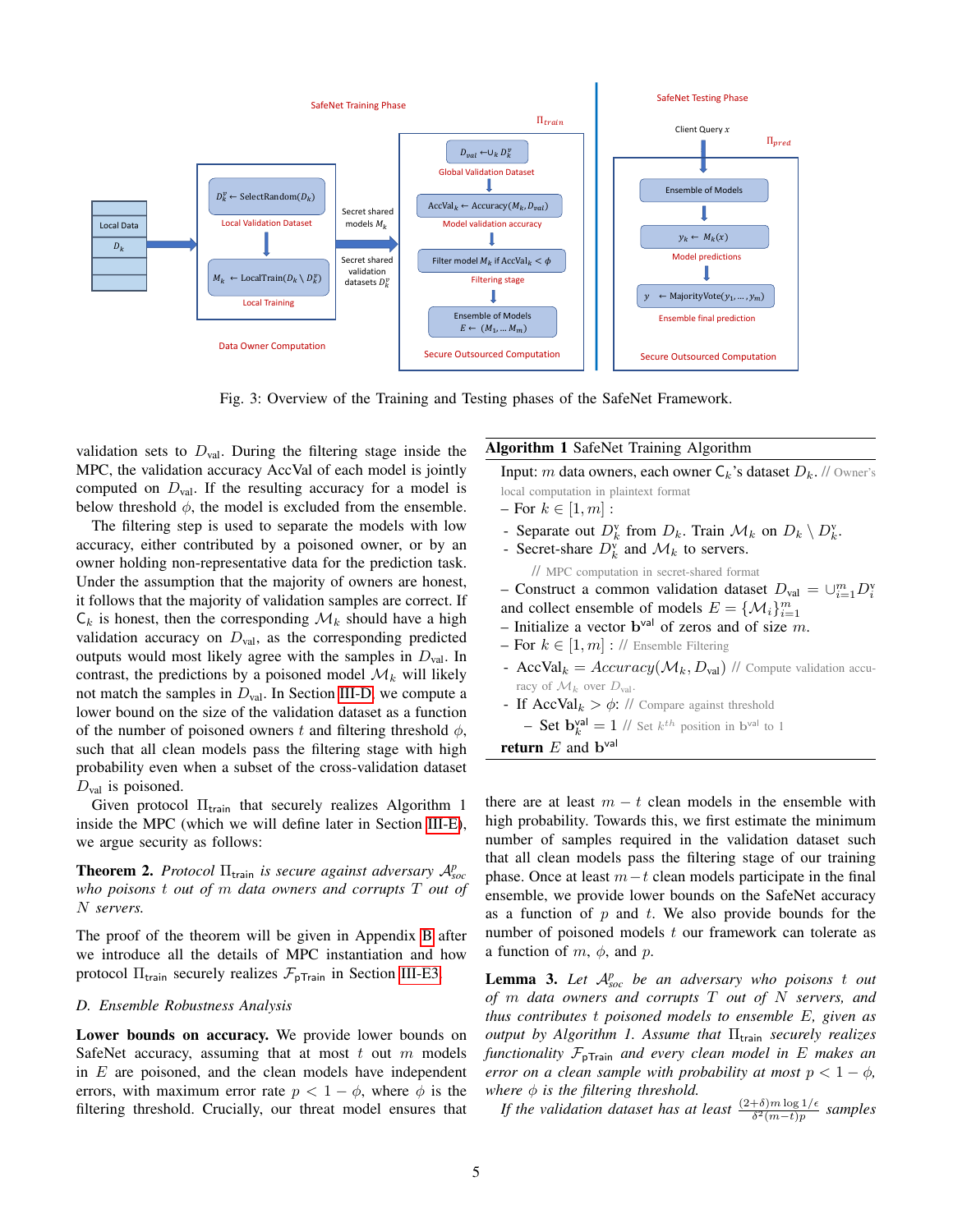Fig. 3: Overview of the Training and Testing phases of the SafeNet Framework.

validation sets to $D_{\text{val}}$. During the filtering stage inside the MPC, the validation accuracy AccVal of each model is jointly computed on $D_{\text{val}}$. If the resulting accuracy for a model is below threshold $\phi$, the model is excluded from the ensemble.

The filtering step is used to separate the models with low accuracy, either contributed by a poisoned owner, or by an owner holding non-representative data for the prediction task. Under the assumption that the majority of owners are honest, it follows that the majority of validation samples are correct. If $\mathsf{C}_k$ is honest, then the corresponding $\mathcal{M}_k$ should have a high validation accuracy on $D_{\text{val}}$, as the corresponding predicted outputs would most likely agree with the samples in $D_{\text{val}}$. In contrast, the predictions by a poisoned model $\mathcal{M}_k$ will likely not match the samples in $D_{\text{val}}$. In Section III-D, we compute a lower bound on the size of the validation dataset as a function of the number of poisoned owners $t$ and filtering threshold $\phi$, such that all clean models pass the filtering stage with high probability even when a subset of the cross-validation dataset $D_{\text{val}}$ is poisoned.

Given protocol $\Pi_{\text{train}}$ that securely realizes Algorithm 1 inside the MPC (which we will define later in Section III-E), we argue security as follows:

**Theorem 2.** *Protocol $\Pi_{\text{train}}$ is secure against adversary $\mathcal{A}^p_{soc}$ who poisons $t$ out of $m$ data owners and corrupts $T$ out of $N$ servers.*

The proof of the theorem will be given in Appendix B after we introduce all the details of MPC instantiation and how protocol $\Pi_{\text{train}}$ securely realizes $\mathcal{F}_{\text{pTrain}}$ in Section III-E3.

### *D. Ensemble Robustness Analysis*

**Lower bounds on accuracy.** We provide lower bounds on SafeNet accuracy, assuming that at most $t$ out $m$ models in $E$ are poisoned, and the clean models have independent errors, with maximum error rate $p < 1 - \phi$, where $\phi$ is the filtering threshold. Crucially, our threat model ensures that there are at least $m - t$ clean models in the ensemble with high probability. Towards this, we first estimate the minimum number of samples required in the validation dataset such that all clean models pass the filtering stage of our training phase. Once at least $m - t$ clean models participate in the final ensemble, we provide lower bounds on the SafeNet accuracy as a function of $p$ and $t$. We also provide bounds for the number of poisoned models $t$ our framework can tolerate as a function of $m$, $\phi$, and $p$.

---

**Algorithm 1** SafeNet Training Algorithm

Input: $m$ data owners, each owner $\mathsf{C}_k$'s dataset $D_k$. // Owner's local computation in plaintext format

– For $k \in [1, m]$ :

- Separate out $D^{\text{v}}_k$ from $D_k$. Train $\mathcal{M}_k$ on $D_k \setminus D^{\text{v}}_k$.
- Secret-share $D^{\text{v}}_k$ and $\mathcal{M}_k$ to servers.

// MPC computation in secret-shared format

– Construct a common validation dataset $D_{\text{val}} = \cup_{i=1}^{m} D^{\text{v}}_i$ and collect ensemble of models $E = \{\mathcal{M}_i\}_{i=1}^{m}$

– Initialize a vector $\mathbf{b}^{\text{val}}$ of zeros and of size $m$.

– For $k \in [1, m]$ : // Ensemble Filtering

- $\text{AccVal}_k = \textit{Accuracy}(\mathcal{M}_k, D_{\text{val}})$ // Compute validation accuracy of $\mathcal{M}_k$ over $D_{\text{val}}$.
- If $\text{AccVal}_k > \phi$: // Compare against threshold
  - Set $\mathbf{b}^{\text{val}}_k = 1$ // Set $k^{th}$ position in $\mathbf{b}^{\text{val}}$ to 1

**return** $E$ and $\mathbf{b}^{\text{val}}$

---

**Lemma 3.** *Let $\mathcal{A}^p_{soc}$ be an adversary who poisons $t$ out of $m$ data owners and corrupts $T$ out of $N$ servers, and thus contributes $t$ poisoned models to ensemble $E$, given as output by Algorithm 1. Assume that $\Pi_{\text{train}}$ securely realizes functionality $\mathcal{F}_{\text{pTrain}}$ and every clean model in $E$ makes an error on a clean sample with probability at most $p < 1 - \phi$, where $\phi$ is the filtering threshold.*

*If the validation dataset has at least $\frac{(2+\delta)m \log 1/\epsilon}{\delta^2 (m-t)p}$ samples*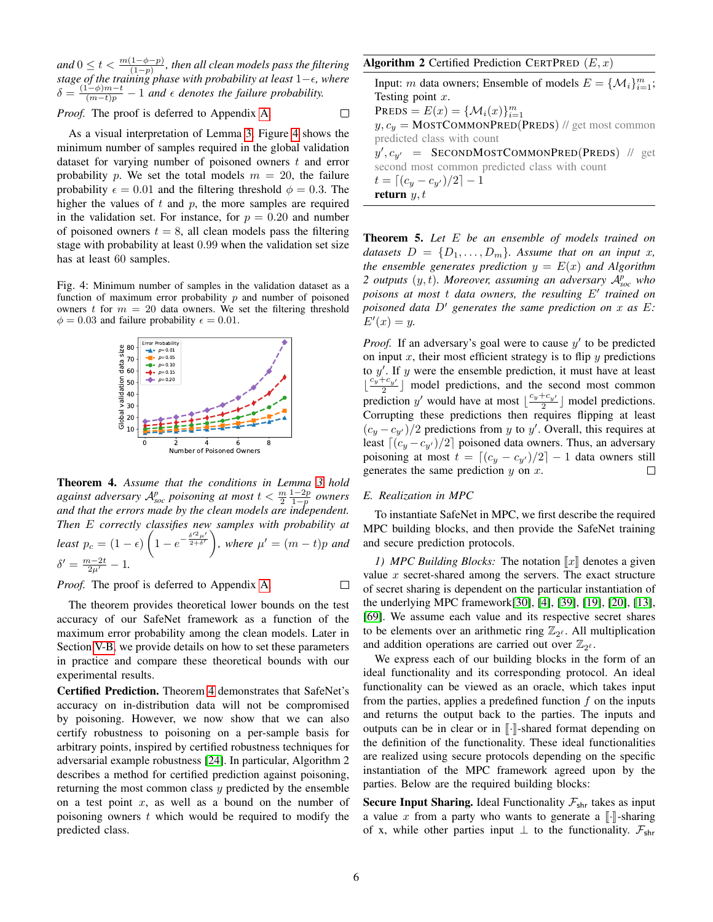and $0 \leq t < \frac{m(1-\phi-p)}{(1-p)}$, *then all clean models pass the filtering stage of the training phase with probability at least* $1-\epsilon$*, where* $\delta = \frac{(1-\phi)m-t}{(m-t)p} - 1$ *and* $\epsilon$ *denotes the failure probability.*

*Proof.* The proof is deferred to Appendix A. ☐

As a visual interpretation of Lemma 3, Figure 4 shows the minimum number of samples required in the global validation dataset for varying number of poisoned owners $t$ and error probability $p$. We set the total models $m = 20$, the failure probability $\epsilon = 0.01$ and the filtering threshold $\phi = 0.3$. The higher the values of $t$ and $p$, the more samples are required in the validation set. For instance, for $p = 0.20$ and number of poisoned owners $t = 8$, all clean models pass the filtering stage with probability at least 0.99 when the validation set size has at least 60 samples.

Fig. 4: Minimum number of samples in the validation dataset as a function of maximum error probability $p$ and number of poisoned owners $t$ for $m = 20$ data owners. We set the filtering threshold $\phi = 0.03$ and failure probability $\epsilon = 0.01$.

**Theorem 4.** *Assume that the conditions in Lemma 3 hold against adversary* $\mathcal{A}_{soc}^{p}$ *poisoning at most* $t < \frac{m}{2}\frac{1-2p}{1-p}$ *owners and that the errors made by the clean models are independent. Then* $E$ *correctly classifies new samples with probability at least* $p_c = (1-\epsilon)\left(1 - e^{-\frac{\delta'^2 \mu'}{2+\delta'}}\right)$*, where* $\mu' = (m-t)p$ *and* $\delta' = \frac{m-2t}{2\mu'} - 1$.

*Proof.* The proof is deferred to Appendix A. ☐

The theorem provides theoretical lower bounds on the test accuracy of our SafeNet framework as a function of the maximum error probability among the clean models. Later in Section V-B, we provide details on how to set these parameters in practice and compare these theoretical bounds with our experimental results.

**Certified Prediction.** Theorem 4 demonstrates that SafeNet's accuracy on in-distribution data will not be compromised by poisoning. However, we now show that we can also certify robustness to poisoning on a per-sample basis for arbitrary points, inspired by certified robustness techniques for adversarial example robustness [24]. In particular, Algorithm 2 describes a method for certified prediction against poisoning, returning the most common class $y$ predicted by the ensemble on a test point $x$, as well as a bound on the number of poisoning owners $t$ which would be required to modify the predicted class.

**Algorithm 2** Certified Prediction CERTPRED $(E, x)$

Input: $m$ data owners; Ensemble of models $E = \{\mathcal{M}_i\}_{i=1}^{m}$; Testing point $x$.
PREDS $= E(x) = \{\mathcal{M}_i(x)\}_{i=1}^{m}$
$y, c_y =$ MOSTCOMMONPRED(PREDS) // get most common predicted class with count
$y', c_{y'} =$ SECONDMOSTCOMMONPRED(PREDS) // get second most common predicted class with count
$t = \lceil (c_y - c_{y'})/2 \rceil - 1$
**return** $y, t$

**Theorem 5.** *Let* $E$ *be an ensemble of models trained on datasets* $D = \{D_1, \ldots, D_m\}$*. Assume that on an input* $x$*, the ensemble generates prediction* $y = E(x)$ *and Algorithm 2 outputs* $(y, t)$*. Moreover, assuming an adversary* $\mathcal{A}_{soc}^{p}$ *who poisons at most* $t$ *data owners, the resulting* $E'$ *trained on poisoned data* $D'$ *generates the same prediction on* $x$ *as* $E$*:* $E'(x) = y$*.*

*Proof.* If an adversary's goal were to cause $y'$ to be predicted on input $x$, their most efficient strategy is to flip $y$ predictions to $y'$. If $y$ were the ensemble prediction, it must have at least $\lfloor \frac{c_y + c_{y'}}{2} \rfloor$ model predictions, and the second most common prediction $y'$ would have at most $\lfloor \frac{c_y + c_{y'}}{2} \rfloor$ model predictions. Corrupting these predictions then requires flipping at least $(c_y - c_{y'})/2$ predictions from $y$ to $y'$. Overall, this requires at least $\lceil (c_y - c_{y'})/2 \rceil$ poisoned data owners. Thus, an adversary poisoning at most $t = \lceil (c_y - c_{y'})/2 \rceil - 1$ data owners still generates the same prediction $y$ on $x$. ☐

### E. Realization in MPC

To instantiate SafeNet in MPC, we first describe the required MPC building blocks, and then provide the SafeNet training and secure prediction protocols.

*1) MPC Building Blocks:* The notation $[\![x]\!]$ denotes a given value $x$ secret-shared among the servers. The exact structure of secret sharing is dependent on the particular instantiation of the underlying MPC framework[30], [4], [39], [19], [20], [13], [69]. We assume each value and its respective secret shares to be elements over an arithmetic ring $\mathbb{Z}_{2^\ell}$. All multiplication and addition operations are carried out over $\mathbb{Z}_{2^\ell}$.

We express each of our building blocks in the form of an ideal functionality and its corresponding protocol. An ideal functionality can be viewed as an oracle, which takes input from the parties, applies a predefined function $f$ on the inputs and returns the output back to the parties. The inputs and outputs can be in clear or in $[\![\cdot]\!]$-shared format depending on the definition of the functionality. These ideal functionalities are realized using secure protocols depending on the specific instantiation of the MPC framework agreed upon by the parties. Below are the required building blocks:

**Secure Input Sharing.** Ideal Functionality $\mathcal{F}_{\mathsf{shr}}$ takes as input a value $x$ from a party who wants to generate a $[\![\cdot]\!]$-sharing of x, while other parties input $\perp$ to the functionality. $\mathcal{F}_{\mathsf{shr}}$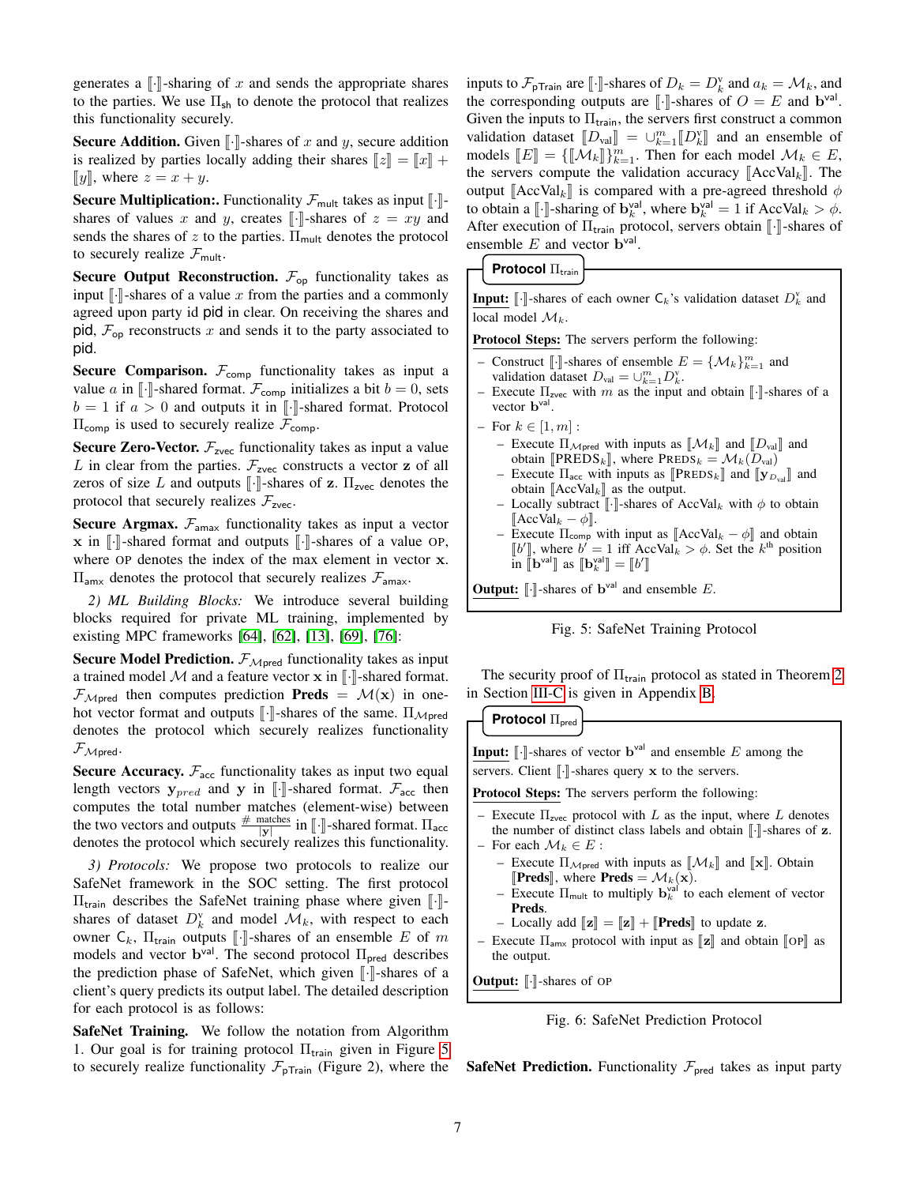generates a $[\![\cdot]\!]$-sharing of $x$ and sends the appropriate shares to the parties. We use $\Pi_{\mathsf{sh}}$ to denote the protocol that realizes this functionality securely.

**Secure Addition.** Given $[\![\cdot]\!]$-shares of $x$ and $y$, secure addition is realized by parties locally adding their shares $[\![z]\!] = [\![x]\!] + [\![y]\!]$, where $z = x + y$.

**Secure Multiplication:.** Functionality $\mathcal{F}_{\mathsf{mult}}$ takes as input $[\![\cdot]\!]$-shares of values $x$ and $y$, creates $[\![\cdot]\!]$-shares of $z = xy$ and sends the shares of $z$ to the parties. $\Pi_{\mathsf{mult}}$ denotes the protocol to securely realize $\mathcal{F}_{\mathsf{mult}}$.

**Secure Output Reconstruction.** $\mathcal{F}_{\mathsf{op}}$ functionality takes as input $[\![\cdot]\!]$-shares of a value $x$ from the parties and a commonly agreed upon party id $\mathsf{pid}$ in clear. On receiving the shares and $\mathsf{pid}$, $\mathcal{F}_{\mathsf{op}}$ reconstructs $x$ and sends it to the party associated to $\mathsf{pid}$.

**Secure Comparison.** $\mathcal{F}_{\mathsf{comp}}$ functionality takes as input a value $a$ in $[\![\cdot]\!]$-shared format. $\mathcal{F}_{\mathsf{comp}}$ initializes a bit $b = 0$, sets $b = 1$ if $a > 0$ and outputs it in $[\![\cdot]\!]$-shared format. Protocol $\Pi_{\mathsf{comp}}$ is used to securely realize $\mathcal{F}_{\mathsf{comp}}$.

**Secure Zero-Vector.** $\mathcal{F}_{\mathsf{zvec}}$ functionality takes as input a value $L$ in clear from the parties. $\mathcal{F}_{\mathsf{zvec}}$ constructs a vector $\mathbf{z}$ of all zeros of size $L$ and outputs $[\![\cdot]\!]$-shares of $\mathbf{z}$. $\Pi_{\mathsf{zvec}}$ denotes the protocol that securely realizes $\mathcal{F}_{\mathsf{zvec}}$.

**Secure Argmax.** $\mathcal{F}_{\mathsf{amx}}$ functionality takes as input a vector $\mathbf{x}$ in $[\![\cdot]\!]$-shared format and outputs $[\![\cdot]\!]$-shares of a value $\textsc{op}$, where $\textsc{op}$ denotes the index of the max element in vector $\mathbf{x}$. $\Pi_{\mathsf{amx}}$ denotes the protocol that securely realizes $\mathcal{F}_{\mathsf{amx}}$.

*2) ML Building Blocks:* We introduce several building blocks required for private ML training, implemented by existing MPC frameworks [64], [62], [13], [69], [76]:

**Secure Model Prediction.** $\mathcal{F}_{\mathcal{M}\mathsf{pred}}$ functionality takes as input a trained model $\mathcal{M}$ and a feature vector $\mathbf{x}$ in $[\![\cdot]\!]$-shared format. $\mathcal{F}_{\mathcal{M}\mathsf{pred}}$ then computes prediction $\mathbf{Preds} = \mathcal{M}(\mathbf{x})$ in one-hot vector format and outputs $[\![\cdot]\!]$-shares of the same. $\Pi_{\mathcal{M}\mathsf{pred}}$ denotes the protocol which securely realizes functionality $\mathcal{F}_{\mathcal{M}\mathsf{pred}}$.

**Secure Accuracy.** $\mathcal{F}_{\mathsf{acc}}$ functionality takes as input two equal length vectors $\mathbf{y}_{pred}$ and $\mathbf{y}$ in $[\![\cdot]\!]$-shared format. $\mathcal{F}_{\mathsf{acc}}$ then computes the total number matches (element-wise) between the two vectors and outputs $\frac{\#\text{ matches}}{|\mathbf{y}|}$ in $[\![\cdot]\!]$-shared format. $\Pi_{\mathsf{acc}}$ denotes the protocol which securely realizes this functionality.

*3) Protocols:* We propose two protocols to realize our SafeNet framework in the SOC setting. The first protocol $\Pi_{\mathsf{train}}$ describes the SafeNet training phase where given $[\![\cdot]\!]$-shares of dataset $D_k^{\mathsf{v}}$ and model $\mathcal{M}_k$, with respect to each owner $\mathsf{C}_k$, $\Pi_{\mathsf{train}}$ outputs $[\![\cdot]\!]$-shares of an ensemble $E$ of $m$ models and vector $\mathbf{b}^{\mathsf{val}}$. The second protocol $\Pi_{\mathsf{pred}}$ describes the prediction phase of SafeNet, which given $[\![\cdot]\!]$-shares of a client's query predicts its output label. The detailed description for each protocol is as follows:

**SafeNet Training.** We follow the notation from Algorithm 1. Our goal is for training protocol $\Pi_{\mathsf{train}}$ given in Figure 5 to securely realize functionality $\mathcal{F}_{\mathsf{pTrain}}$ (Figure 2), where the inputs to $\mathcal{F}_{\mathsf{pTrain}}$ are $[\![\cdot]\!]$-shares of $D_k = D_k^{\mathsf{v}}$ and $a_k = \mathcal{M}_k$, and the corresponding outputs are $[\![\cdot]\!]$-shares of $O = E$ and $\mathbf{b}^{\mathsf{val}}$. Given the inputs to $\Pi_{\mathsf{train}}$, the servers first construct a common validation dataset $[\![D_{\mathsf{val}}]\!] = \cup_{k=1}^{m}[\![D_k^{\mathsf{v}}]\!]$ and an ensemble of models $[\![E]\!] = \{[\![\mathcal{M}_k]\!]\}_{k=1}^{m}$. Then for each model $\mathcal{M}_k \in E$, the servers compute the validation accuracy $[\![\text{AccVal}_k]\!]$. The output $[\![\text{AccVal}_k]\!]$ is compared with a pre-agreed threshold $\phi$ to obtain a $[\![\cdot]\!]$-sharing of $\mathbf{b}_k^{\mathsf{val}}$, where $\mathbf{b}_k^{\mathsf{val}} = 1$ if $\text{AccVal}_k > \phi$. After execution of $\Pi_{\mathsf{train}}$ protocol, servers obtain $[\![\cdot]\!]$-shares of ensemble $E$ and vector $\mathbf{b}^{\mathsf{val}}$.

> **Protocol $\Pi_{\mathsf{train}}$**
>
> **Input:** $[\![\cdot]\!]$-shares of each owner $\mathsf{C}_k$'s validation dataset $D_k^{\mathsf{v}}$ and local model $\mathcal{M}_k$.
>
> **Protocol Steps:** The servers perform the following:
>
> - Construct $[\![\cdot]\!]$-shares of ensemble $E = \{\mathcal{M}_k\}_{k=1}^{m}$ and validation dataset $D_{\mathsf{val}} = \cup_{k=1}^{m} D_k^{\mathsf{v}}$.
> - Execute $\Pi_{\mathsf{zvec}}$ with $m$ as the input and obtain $[\![\cdot]\!]$-shares of a vector $\mathbf{b}^{\mathsf{val}}$.
> - For $k \in [1, m]$ :
>   - Execute $\Pi_{\mathcal{M}\mathsf{pred}}$ with inputs as $[\![\mathcal{M}_k]\!]$ and $[\![D_{\mathsf{val}}]\!]$ and obtain $[\![\text{PREDS}_k]\!]$, where $\text{PREDS}_k = \mathcal{M}_k(D_{\mathsf{val}})$
>   - Execute $\Pi_{\mathsf{acc}}$ with inputs as $[\![\text{PREDS}_k]\!]$ and $[\![\mathbf{y}_{D_{\mathsf{val}}}]\!]$ and obtain $[\![\text{AccVal}_k]\!]$ as the output.
>   - Locally subtract $[\![\cdot]\!]$-shares of $\text{AccVal}_k$ with $\phi$ to obtain $[\![\text{AccVal}_k - \phi]\!]$.
>   - Execute $\Pi_{\mathsf{comp}}$ with input as $[\![\text{AccVal}_k - \phi]\!]$ and obtain $[\![b']\!]$, where $b' = 1$ iff $\text{AccVal}_k > \phi$. Set the $k^{\text{th}}$ position in $[\![\mathbf{b}^{\mathsf{val}}]\!]$ as $[\![\mathbf{b}_k^{\mathsf{val}}]\!] = [\![b']\!]$
>
> **Output:** $[\![\cdot]\!]$-shares of $\mathbf{b}^{\mathsf{val}}$ and ensemble $E$.

Fig. 5: SafeNet Training Protocol

The security proof of $\Pi_{\mathsf{train}}$ protocol as stated in Theorem 2 in Section III-C is given in Appendix B.

> **Protocol $\Pi_{\mathsf{pred}}$**
>
> **Input:** $[\![\cdot]\!]$-shares of vector $\mathbf{b}^{\mathsf{val}}$ and ensemble $E$ among the servers. Client $[\![\cdot]\!]$-shares query $\mathbf{x}$ to the servers.
>
> **Protocol Steps:** The servers perform the following:
>
> - Execute $\Pi_{\mathsf{zvec}}$ protocol with $L$ as the input, where $L$ denotes the number of distinct class labels and obtain $[\![\cdot]\!]$-shares of $\mathbf{z}$.
> - For each $\mathcal{M}_k \in E$ :
>   - Execute $\Pi_{\mathcal{M}\mathsf{pred}}$ with inputs as $[\![\mathcal{M}_k]\!]$ and $[\![\mathbf{x}]\!]$. Obtain $[\![\mathbf{Preds}]\!]$, where $\mathbf{Preds} = \mathcal{M}_k(\mathbf{x})$.
>   - Execute $\Pi_{\mathsf{mult}}$ to multiply $\mathbf{b}_k^{\mathsf{val}}$ to each element of vector $\mathbf{Preds}$.
>   - Locally add $[\![\mathbf{z}]\!] = [\![\mathbf{z}]\!] + [\![\mathbf{Preds}]\!]$ to update $\mathbf{z}$.
> - Execute $\Pi_{\mathsf{amx}}$ protocol with input as $[\![\mathbf{z}]\!]$ and obtain $[\![\textsc{op}]\!]$ as the output.
>
> **Output:** $[\![\cdot]\!]$-shares of $\textsc{op}$

Fig. 6: SafeNet Prediction Protocol

**SafeNet Prediction.** Functionality $\mathcal{F}_{\mathsf{pred}}$ takes as input party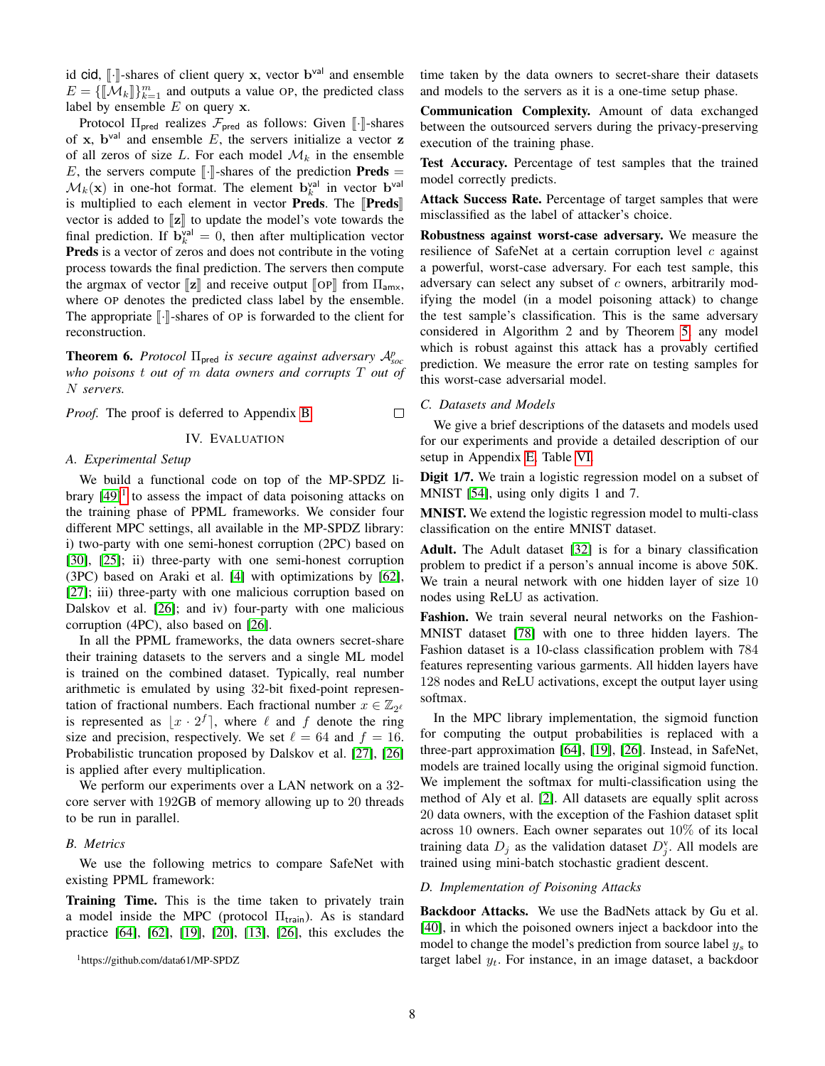id cid, $[\![\cdot]\!]$-shares of client query $\mathbf{x}$, vector $\mathbf{b}^{\mathsf{val}}$ and ensemble $E = \{[\![\mathcal{M}_k]\!]\}_{k=1}^{m}$ and outputs a value OP, the predicted class label by ensemble $E$ on query $\mathbf{x}$.

Protocol $\Pi_{\mathsf{pred}}$ realizes $\mathcal{F}_{\mathsf{pred}}$ as follows: Given $[\![\cdot]\!]$-shares of $\mathbf{x}$, $\mathbf{b}^{\mathsf{val}}$ and ensemble $E$, the servers initialize a vector $\mathbf{z}$ of all zeros of size $L$. For each model $\mathcal{M}_k$ in the ensemble $E$, the servers compute $[\![\cdot]\!]$-shares of the prediction $\mathbf{Preds} = \mathcal{M}_k(\mathbf{x})$ in one-hot format. The element $\mathbf{b}_k^{\mathsf{val}}$ in vector $\mathbf{b}^{\mathsf{val}}$ is multiplied to each element in vector $\mathbf{Preds}$. The $[\![\mathbf{Preds}]\!]$ vector is added to $[\![\mathbf{z}]\!]$ to update the model's vote towards the final prediction. If $\mathbf{b}_k^{\mathsf{val}} = 0$, then after multiplication vector $\mathbf{Preds}$ is a vector of zeros and does not contribute in the voting process towards the final prediction. The servers then compute the argmax of vector $[\![\mathbf{z}]\!]$ and receive output $[\![\text{OP}]\!]$ from $\Pi_{\mathsf{amx}}$, where OP denotes the predicted class label by the ensemble. The appropriate $[\![\cdot]\!]$-shares of OP is forwarded to the client for reconstruction.

**Theorem 6.** *Protocol $\Pi_{\mathsf{pred}}$ is secure against adversary $\mathcal{A}^{p}_{soc}$ who poisons $t$ out of $m$ data owners and corrupts $T$ out of $N$ servers.*

*Proof.* The proof is deferred to Appendix B. □

## IV. Evaluation

### A. Experimental Setup

We build a functional code on top of the MP-SPDZ library [49][1] to assess the impact of data poisoning attacks on the training phase of PPML frameworks. We consider four different MPC settings, all available in the MP-SPDZ library: i) two-party with one semi-honest corruption (2PC) based on [30], [25]; ii) three-party with one semi-honest corruption (3PC) based on Araki et al. [4] with optimizations by [62], [27]; iii) three-party with one malicious corruption based on Dalskov et al. [26]; and iv) four-party with one malicious corruption (4PC), also based on [26].

In all the PPML frameworks, the data owners secret-share their training datasets to the servers and a single ML model is trained on the combined dataset. Typically, real number arithmetic is emulated by using 32-bit fixed-point representation of fractional numbers. Each fractional number $x \in \mathbb{Z}_{2^\ell}$ is represented as $\lfloor x \cdot 2^f \rceil$, where $\ell$ and $f$ denote the ring size and precision, respectively. We set $\ell = 64$ and $f = 16$. Probabilistic truncation proposed by Dalskov et al. [27], [26] is applied after every multiplication.

We perform our experiments over a LAN network on a 32-core server with 192GB of memory allowing up to 20 threads to be run in parallel.

### B. Metrics

We use the following metrics to compare SafeNet with existing PPML framework:

**Training Time.** This is the time taken to privately train a model inside the MPC (protocol $\Pi_{\mathsf{train}}$). As is standard practice [64], [62], [19], [20], [13], [26], this excludes the time taken by the data owners to secret-share their datasets and models to the servers as it is a one-time setup phase.

**Communication Complexity.** Amount of data exchanged between the outsourced servers during the privacy-preserving execution of the training phase.

**Test Accuracy.** Percentage of test samples that the trained model correctly predicts.

**Attack Success Rate.** Percentage of target samples that were misclassified as the label of attacker's choice.

**Robustness against worst-case adversary.** We measure the resilience of SafeNet at a certain corruption level $c$ against a powerful, worst-case adversary. For each test sample, this adversary can select any subset of $c$ owners, arbitrarily modifying the model (in a model poisoning attack) to change the test sample's classification. This is the same adversary considered in Algorithm 2 and by Theorem 5, any model which is robust against this attack has a provably certified prediction. We measure the error rate on testing samples for this worst-case adversarial model.

### C. Datasets and Models

We give a brief descriptions of the datasets and models used for our experiments and provide a detailed description of our setup in Appendix E, Table VI.

**Digit 1/7.** We train a logistic regression model on a subset of MNIST [54], using only digits 1 and 7.

**MNIST.** We extend the logistic regression model to multi-class classification on the entire MNIST dataset.

**Adult.** The Adult dataset [32] is for a binary classification problem to predict if a person's annual income is above 50K. We train a neural network with one hidden layer of size 10 nodes using ReLU as activation.

**Fashion.** We train several neural networks on the Fashion-MNIST dataset [78] with one to three hidden layers. The Fashion dataset is a 10-class classification problem with 784 features representing various garments. All hidden layers have 128 nodes and ReLU activations, except the output layer using softmax.

In the MPC library implementation, the sigmoid function for computing the output probabilities is replaced with a three-part approximation [64], [19], [26]. Instead, in SafeNet, models are trained locally using the original sigmoid function. We implement the softmax for multi-classification using the method of Aly et al. [2]. All datasets are equally split across 20 data owners, with the exception of the Fashion dataset split across 10 owners. Each owner separates out 10% of its local training data $D_j$ as the validation dataset $D_j^{\mathsf{v}}$. All models are trained using mini-batch stochastic gradient descent.

### D. Implementation of Poisoning Attacks

**Backdoor Attacks.** We use the BadNets attack by Gu et al. [40], in which the poisoned owners inject a backdoor into the model to change the model's prediction from source label $y_s$ to target label $y_t$. For instance, in an image dataset, a backdoor

[1] https://github.com/data61/MP-SPDZ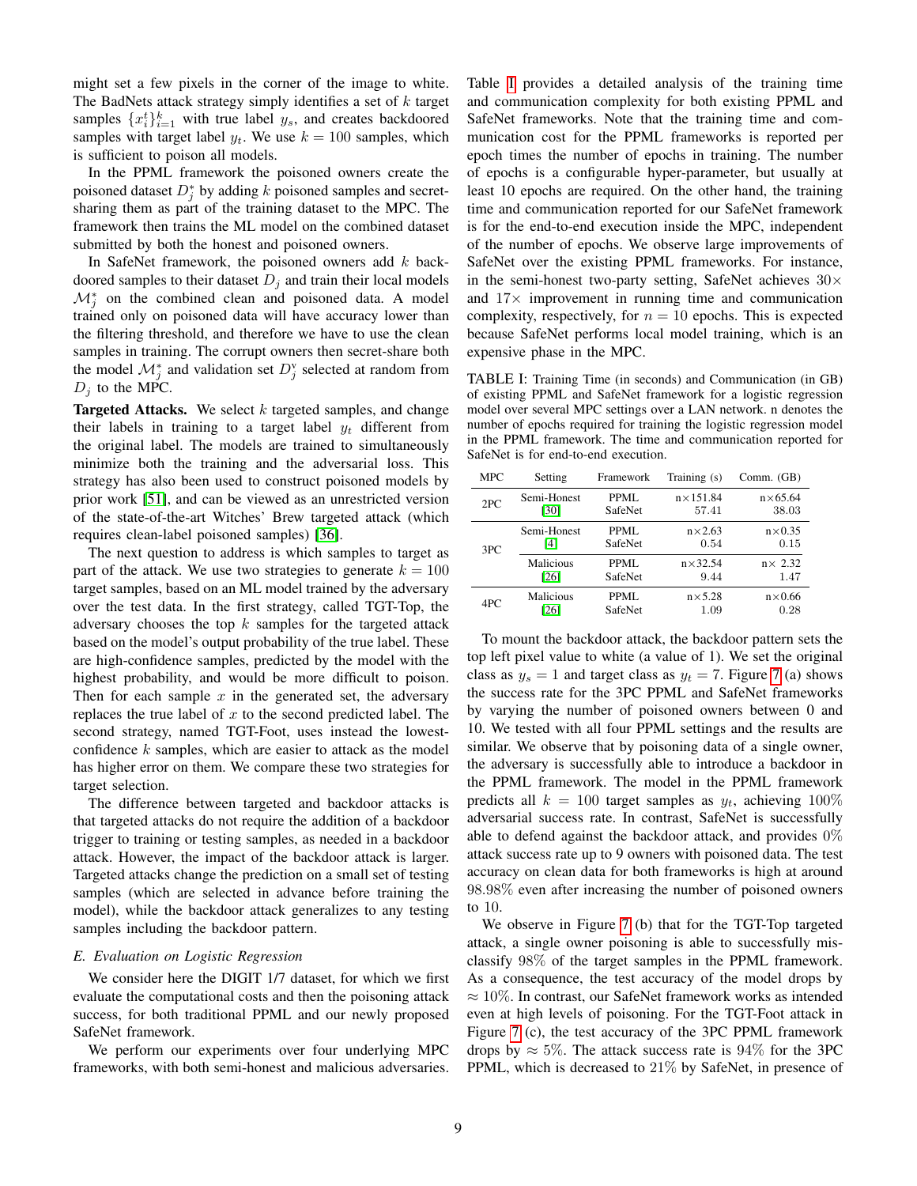might set a few pixels in the corner of the image to white. The BadNets attack strategy simply identifies a set of $k$ target samples $\{x_i^t\}_{i=1}^k$ with true label $y_s$, and creates backdoored samples with target label $y_t$. We use $k = 100$ samples, which is sufficient to poison all models.

In the PPML framework the poisoned owners create the poisoned dataset $D_j^*$ by adding $k$ poisoned samples and secret-sharing them as part of the training dataset to the MPC. The framework then trains the ML model on the combined dataset submitted by both the honest and poisoned owners.

In SafeNet framework, the poisoned owners add $k$ backdoored samples to their dataset $D_j$ and train their local models $\mathcal{M}_j^*$ on the combined clean and poisoned data. A model trained only on poisoned data will have accuracy lower than the filtering threshold, and therefore we have to use the clean samples in training. The corrupt owners then secret-share both the model $\mathcal{M}_j^*$ and validation set $D_j^v$ selected at random from $D_j$ to the MPC.

**Targeted Attacks.** We select $k$ targeted samples, and change their labels in training to a target label $y_t$ different from the original label. The models are trained to simultaneously minimize both the training and the adversarial loss. This strategy has also been used to construct poisoned models by prior work [51], and can be viewed as an unrestricted version of the state-of-the-art Witches' Brew targeted attack (which requires clean-label poisoned samples) [36].

The next question to address is which samples to target as part of the attack. We use two strategies to generate $k = 100$ target samples, based on an ML model trained by the adversary over the test data. In the first strategy, called TGT-Top, the adversary chooses the top $k$ samples for the targeted attack based on the model's output probability of the true label. These are high-confidence samples, predicted by the model with the highest probability, and would be more difficult to poison. Then for each sample $x$ in the generated set, the adversary replaces the true label of $x$ to the second predicted label. The second strategy, named TGT-Foot, uses instead the lowest-confidence $k$ samples, which are easier to attack as the model has higher error on them. We compare these two strategies for target selection.

The difference between targeted and backdoor attacks is that targeted attacks do not require the addition of a backdoor trigger to training or testing samples, as needed in a backdoor attack. However, the impact of the backdoor attack is larger. Targeted attacks change the prediction on a small set of testing samples (which are selected in advance before training the model), while the backdoor attack generalizes to any testing samples including the backdoor pattern.

### *E. Evaluation on Logistic Regression*

We consider here the DIGIT 1/7 dataset, for which we first evaluate the computational costs and then the poisoning attack success, for both traditional PPML and our newly proposed SafeNet framework.

We perform our experiments over four underlying MPC frameworks, with both semi-honest and malicious adversaries. Table I provides a detailed analysis of the training time and communication complexity for both existing PPML and SafeNet frameworks. Note that the training time and communication cost for the PPML frameworks is reported per epoch times the number of epochs in training. The number of epochs is a configurable hyper-parameter, but usually at least 10 epochs are required. On the other hand, the training time and communication reported for our SafeNet framework is for the end-to-end execution inside the MPC, independent of the number of epochs. We observe large improvements of SafeNet over the existing PPML frameworks. For instance, in the semi-honest two-party setting, SafeNet achieves $30\times$ and $17\times$ improvement in running time and communication complexity, respectively, for $n = 10$ epochs. This is expected because SafeNet performs local model training, which is an expensive phase in the MPC.

TABLE I: Training Time (in seconds) and Communication (in GB) of existing PPML and SafeNet framework for a logistic regression model over several MPC settings over a LAN network. n denotes the number of epochs required for training the logistic regression model in the PPML framework. The time and communication reported for SafeNet is for end-to-end execution.

| MPC | Setting | Framework | Training (s) | Comm. (GB) |
|---|---|---|---|---|
| 2PC | Semi-Honest [30] | PPML | n×151.84 | n×65.64 |
| | | SafeNet | 57.41 | 38.03 |
| 3PC | Semi-Honest [4] | PPML | n×2.63 | n×0.35 |
| | | SafeNet | 0.54 | 0.15 |
| | Malicious [26] | PPML | n×32.54 | n× 2.32 |
| | | SafeNet | 9.44 | 1.47 |
| 4PC | Malicious [26] | PPML | n×5.28 | n×0.66 |
| | | SafeNet | 1.09 | 0.28 |

To mount the backdoor attack, the backdoor pattern sets the top left pixel value to white (a value of 1). We set the original class as $y_s = 1$ and target class as $y_t = 7$. Figure 7 (a) shows the success rate for the 3PC PPML and SafeNet frameworks by varying the number of poisoned owners between 0 and 10. We tested with all four PPML settings and the results are similar. We observe that by poisoning data of a single owner, the adversary is successfully able to introduce a backdoor in the PPML framework. The model in the PPML framework predicts all $k = 100$ target samples as $y_t$, achieving 100% adversarial success rate. In contrast, SafeNet is successfully able to defend against the backdoor attack, and provides 0% attack success rate up to 9 owners with poisoned data. The test accuracy on clean data for both frameworks is high at around 98.98% even after increasing the number of poisoned owners to 10.

We observe in Figure 7 (b) that for the TGT-Top targeted attack, a single owner poisoning is able to successfully misclassify 98% of the target samples in the PPML framework. As a consequence, the test accuracy of the model drops by $\approx 10\%$. In contrast, our SafeNet framework works as intended even at high levels of poisoning. For the TGT-Foot attack in Figure 7 (c), the test accuracy of the 3PC PPML framework drops by $\approx 5\%$. The attack success rate is 94% for the 3PC PPML, which is decreased to 21% by SafeNet, in presence of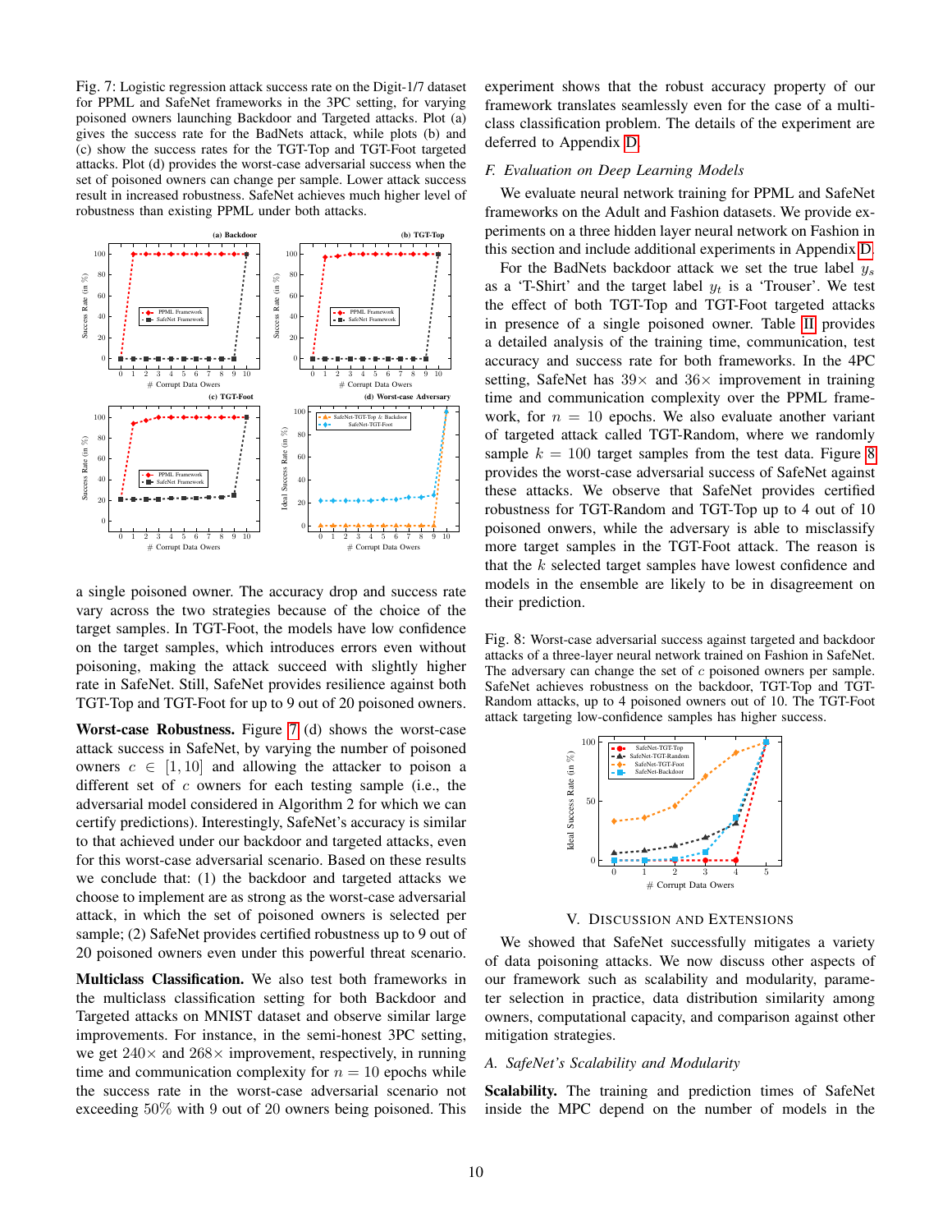Fig. 7: Logistic regression attack success rate on the Digit-1/7 dataset for PPML and SafeNet frameworks in the 3PC setting, for varying poisoned owners launching Backdoor and Targeted attacks. Plot (a) gives the success rate for the BadNets attack, while plots (b) and (c) show the success rates for the TGT-Top and TGT-Foot targeted attacks. Plot (d) provides the worst-case adversarial success when the set of poisoned owners can change per sample. Lower attack success result in increased robustness. SafeNet achieves much higher level of robustness than existing PPML under both attacks.

a single poisoned owner. The accuracy drop and success rate vary across the two strategies because of the choice of the target samples. In TGT-Foot, the models have low confidence on the target samples, which introduces errors even without poisoning, making the attack succeed with slightly higher rate in SafeNet. Still, SafeNet provides resilience against both TGT-Top and TGT-Foot for up to 9 out of 20 poisoned owners.

**Worst-case Robustness.** Figure 7 (d) shows the worst-case attack success in SafeNet, by varying the number of poisoned owners $c \in [1, 10]$ and allowing the attacker to poison a different set of $c$ owners for each testing sample (i.e., the adversarial model considered in Algorithm 2 for which we can certify predictions). Interestingly, SafeNet's accuracy is similar to that achieved under our backdoor and targeted attacks, even for this worst-case adversarial scenario. Based on these results we conclude that: (1) the backdoor and targeted attacks we choose to implement are as strong as the worst-case adversarial attack, in which the set of poisoned owners is selected per sample; (2) SafeNet provides certified robustness up to 9 out of 20 poisoned owners even under this powerful threat scenario.

**Multiclass Classification.** We also test both frameworks in the multiclass classification setting for both Backdoor and Targeted attacks on MNIST dataset and observe similar large improvements. For instance, in the semi-honest 3PC setting, we get $240\times$ and $268\times$ improvement, respectively, in running time and communication complexity for $n = 10$ epochs while the success rate in the worst-case adversarial scenario not exceeding $50\%$ with 9 out of 20 owners being poisoned. This experiment shows that the robust accuracy property of our framework translates seamlessly even for the case of a multi-class classification problem. The details of the experiment are deferred to Appendix D.

### *F. Evaluation on Deep Learning Models*

We evaluate neural network training for PPML and SafeNet frameworks on the Adult and Fashion datasets. We provide experiments on a three hidden layer neural network on Fashion in this section and include additional experiments in Appendix D.

For the BadNets backdoor attack we set the true label $y_s$ as a 'T-Shirt' and the target label $y_t$ is a 'Trouser'. We test the effect of both TGT-Top and TGT-Foot targeted attacks in presence of a single poisoned owner. Table II provides a detailed analysis of the training time, communication, test accuracy and success rate for both frameworks. In the 4PC setting, SafeNet has $39\times$ and $36\times$ improvement in training time and communication complexity over the PPML framework, for $n = 10$ epochs. We also evaluate another variant of targeted attack called TGT-Random, where we randomly sample $k = 100$ target samples from the test data. Figure 8 provides the worst-case adversarial success of SafeNet against these attacks. We observe that SafeNet provides certified robustness for TGT-Random and TGT-Top up to 4 out of 10 poisoned onwers, while the adversary is able to misclassify more target samples in the TGT-Foot attack. The reason is that the $k$ selected target samples have lowest confidence and models in the ensemble are likely to be in disagreement on their prediction.

Fig. 8: Worst-case adversarial success against targeted and backdoor attacks of a three-layer neural network trained on Fashion in SafeNet. The adversary can change the set of $c$ poisoned owners per sample. SafeNet achieves robustness on the backdoor, TGT-Top and TGT-Random attacks, up to 4 poisoned owners out of 10. The TGT-Foot attack targeting low-confidence samples has higher success.

## V. Discussion and Extensions

We showed that SafeNet successfully mitigates a variety of data poisoning attacks. We now discuss other aspects of our framework such as scalability and modularity, parameter selection in practice, data distribution similarity among owners, computational capacity, and comparison against other mitigation strategies.

### *A. SafeNet's Scalability and Modularity*

**Scalability.** The training and prediction times of SafeNet inside the MPC depend on the number of models in the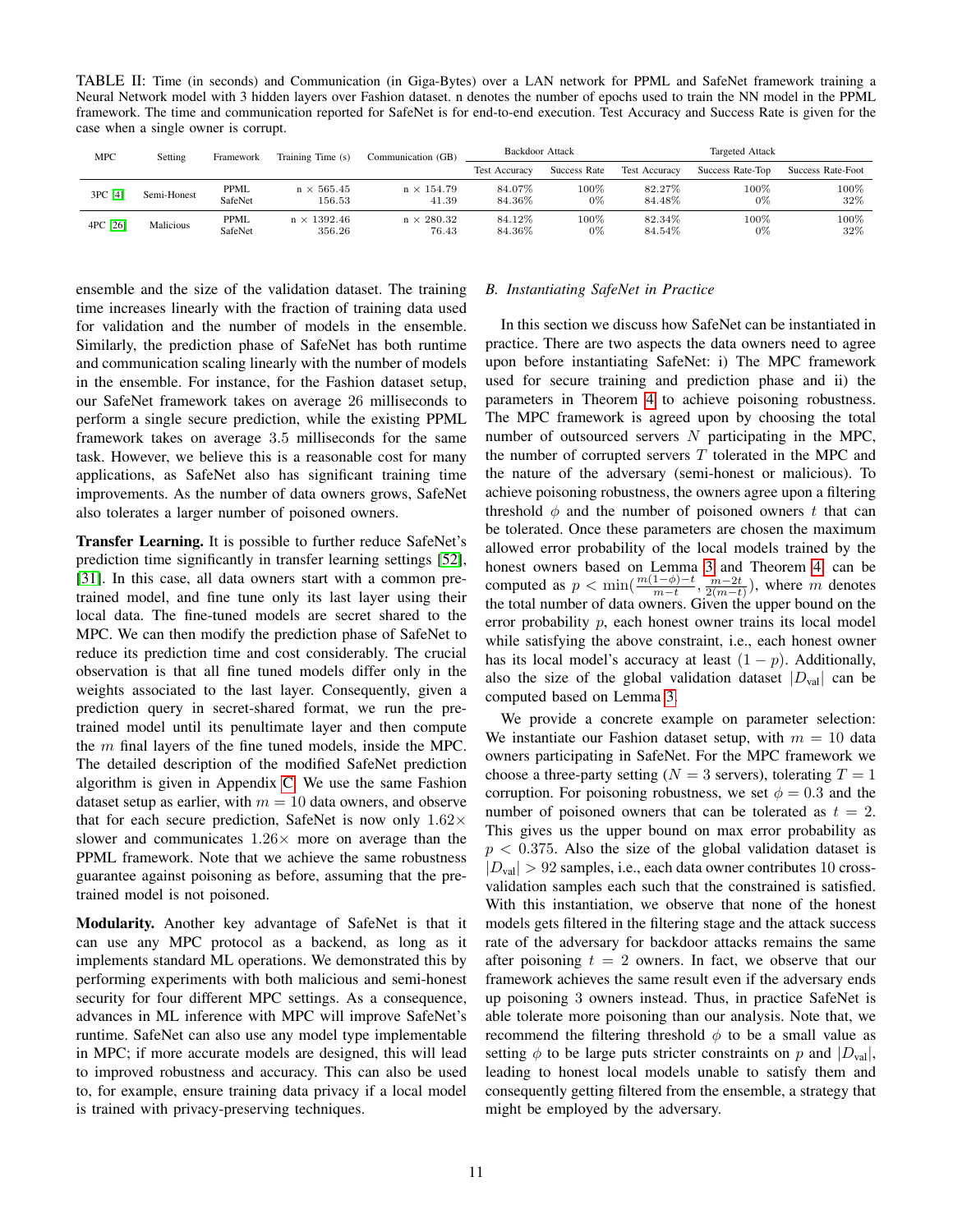TABLE II: Time (in seconds) and Communication (in Giga-Bytes) over a LAN network for PPML and SafeNet framework training a Neural Network model with 3 hidden layers over Fashion dataset. n denotes the number of epochs used to train the NN model in the PPML framework. The time and communication reported for SafeNet is for end-to-end execution. Test Accuracy and Success Rate is given for the case when a single owner is corrupt.

| MPC | Setting | Framework | Training Time (s) | Communication (GB) | Backdoor Attack | | Targeted Attack | | |
|---|---|---|---|---|---|---|---|---|---|
| | | | | | Test Accuracy | Success Rate | Test Accuracy | Success Rate-Top | Success Rate-Foot |
| 3PC [4] | Semi-Honest | PPML | n × 565.45 | n × 154.79 | 84.07% | 100% | 82.27% | 100% | 100% |
| | | SafeNet | 156.53 | 41.39 | 84.36% | 0% | 84.48% | 0% | 32% |
| 4PC [26] | Malicious | PPML | n × 1392.46 | n × 280.32 | 84.12% | 100% | 82.34% | 100% | 100% |
| | | SafeNet | 356.26 | 76.43 | 84.36% | 0% | 84.54% | 0% | 32% |

ensemble and the size of the validation dataset. The training time increases linearly with the fraction of training data used for validation and the number of models in the ensemble. Similarly, the prediction phase of SafeNet has both runtime and communication scaling linearly with the number of models in the ensemble. For instance, for the Fashion dataset setup, our SafeNet framework takes on average 26 milliseconds to perform a single secure prediction, while the existing PPML framework takes on average 3.5 milliseconds for the same task. However, we believe this is a reasonable cost for many applications, as SafeNet also has significant training time improvements. As the number of data owners grows, SafeNet also tolerates a larger number of poisoned owners.

**Transfer Learning.** It is possible to further reduce SafeNet's prediction time significantly in transfer learning settings [52], [31]. In this case, all data owners start with a common pre-trained model, and fine tune only its last layer using their local data. The fine-tuned models are secret shared to the MPC. We can then modify the prediction phase of SafeNet to reduce its prediction time and cost considerably. The crucial observation is that all fine tuned models differ only in the weights associated to the last layer. Consequently, given a prediction query in secret-shared format, we run the pre-trained model until its penultimate layer and then compute the $m$ final layers of the fine tuned models, inside the MPC. The detailed description of the modified SafeNet prediction algorithm is given in Appendix C. We use the same Fashion dataset setup as earlier, with $m = 10$ data owners, and observe that for each secure prediction, SafeNet is now only $1.62\times$ slower and communicates $1.26\times$ more on average than the PPML framework. Note that we achieve the same robustness guarantee against poisoning as before, assuming that the pre-trained model is not poisoned.

**Modularity.** Another key advantage of SafeNet is that it can use any MPC protocol as a backend, as long as it implements standard ML operations. We demonstrated this by performing experiments with both malicious and semi-honest security for four different MPC settings. As a consequence, advances in ML inference with MPC will improve SafeNet's runtime. SafeNet can also use any model type implementable in MPC; if more accurate models are designed, this will lead to improved robustness and accuracy. This can also be used to, for example, ensure training data privacy if a local model is trained with privacy-preserving techniques.

### *B. Instantiating SafeNet in Practice*

In this section we discuss how SafeNet can be instantiated in practice. There are two aspects the data owners need to agree upon before instantiating SafeNet: i) The MPC framework used for secure training and prediction phase and ii) the parameters in Theorem 4 to achieve poisoning robustness. The MPC framework is agreed upon by choosing the total number of outsourced servers $N$ participating in the MPC, the number of corrupted servers $T$ tolerated in the MPC and the nature of the adversary (semi-honest or malicious). To achieve poisoning robustness, the owners agree upon a filtering threshold $\phi$ and the number of poisoned owners $t$ that can be tolerated. Once these parameters are chosen the maximum allowed error probability of the local models trained by the honest owners based on Lemma 3 and Theorem 4 can be computed as $p < \min(\frac{m(1-\phi)-t}{m-t}, \frac{m-2t}{2(m-t)})$, where $m$ denotes the total number of data owners. Given the upper bound on the error probability $p$, each honest owner trains its local model while satisfying the above constraint, i.e., each honest owner has its local model's accuracy at least $(1-p)$. Additionally, also the size of the global validation dataset $|D_{\text{val}}|$ can be computed based on Lemma 3.

We provide a concrete example on parameter selection: We instantiate our Fashion dataset setup, with $m = 10$ data owners participating in SafeNet. For the MPC framework we choose a three-party setting ($N = 3$ servers), tolerating $T = 1$ corruption. For poisoning robustness, we set $\phi = 0.3$ and the number of poisoned owners that can be tolerated as $t = 2$. This gives us the upper bound on max error probability as $p < 0.375$. Also the size of the global validation dataset is $|D_{\text{val}}| > 92$ samples, i.e., each data owner contributes 10 cross-validation samples each such that the constrained is satisfied. With this instantiation, we observe that none of the honest models gets filtered in the filtering stage and the attack success rate of the adversary for backdoor attacks remains the same after poisoning $t = 2$ owners. In fact, we observe that our framework achieves the same result even if the adversary ends up poisoning 3 owners instead. Thus, in practice SafeNet is able tolerate more poisoning than our analysis. Note that, we recommend the filtering threshold $\phi$ to be a small value as setting $\phi$ to be large puts stricter constraints on $p$ and $|D_{\text{val}}|$, leading to honest local models unable to satisfy them and consequently getting filtered from the ensemble, a strategy that might be employed by the adversary.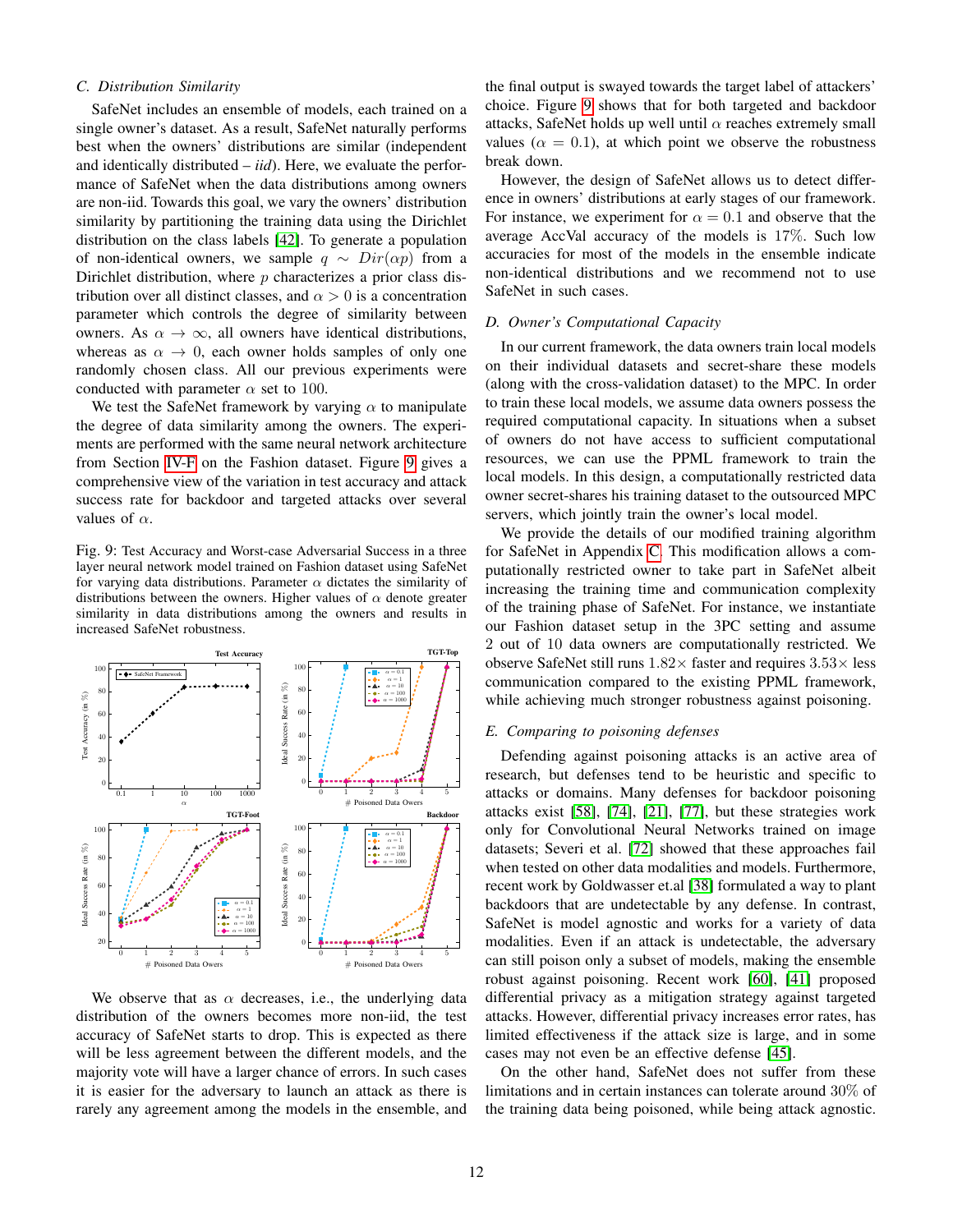### C. Distribution Similarity

SafeNet includes an ensemble of models, each trained on a single owner's dataset. As a result, SafeNet naturally performs best when the owners' distributions are similar (independent and identically distributed – *iid*). Here, we evaluate the performance of SafeNet when the data distributions among owners are non-iid. Towards this goal, we vary the owners' distribution similarity by partitioning the training data using the Dirichlet distribution on the class labels [42]. To generate a population of non-identical owners, we sample $q \sim Dir(\alpha p)$ from a Dirichlet distribution, where $p$ characterizes a prior class distribution over all distinct classes, and $\alpha > 0$ is a concentration parameter which controls the degree of similarity between owners. As $\alpha \rightarrow \infty$, all owners have identical distributions, whereas as $\alpha \rightarrow 0$, each owner holds samples of only one randomly chosen class. All our previous experiments were conducted with parameter $\alpha$ set to 100.

We test the SafeNet framework by varying $\alpha$ to manipulate the degree of data similarity among the owners. The experiments are performed with the same neural network architecture from Section IV-F on the Fashion dataset. Figure 9 gives a comprehensive view of the variation in test accuracy and attack success rate for backdoor and targeted attacks over several values of $\alpha$.

Fig. 9: Test Accuracy and Worst-case Adversarial Success in a three layer neural network model trained on Fashion dataset using SafeNet for varying data distributions. Parameter $\alpha$ dictates the similarity of distributions between the owners. Higher values of $\alpha$ denote greater similarity in data distributions among the owners and results in increased SafeNet robustness.

We observe that as $\alpha$ decreases, i.e., the underlying data distribution of the owners becomes more non-iid, the test accuracy of SafeNet starts to drop. This is expected as there will be less agreement between the different models, and the majority vote will have a larger chance of errors. In such cases it is easier for the adversary to launch an attack as there is rarely any agreement among the models in the ensemble, and the final output is swayed towards the target label of attackers' choice. Figure 9 shows that for both targeted and backdoor attacks, SafeNet holds up well until $\alpha$ reaches extremely small values ($\alpha = 0.1$), at which point we observe the robustness break down.

However, the design of SafeNet allows us to detect difference in owners' distributions at early stages of our framework. For instance, we experiment for $\alpha = 0.1$ and observe that the average AccVal accuracy of the models is 17%. Such low accuracies for most of the models in the ensemble indicate non-identical distributions and we recommend not to use SafeNet in such cases.

### D. Owner's Computational Capacity

In our current framework, the data owners train local models on their individual datasets and secret-share these models (along with the cross-validation dataset) to the MPC. In order to train these local models, we assume data owners possess the required computational capacity. In situations when a subset of owners do not have access to sufficient computational resources, we can use the PPML framework to train the local models. In this design, a computationally restricted data owner secret-shares his training dataset to the outsourced MPC servers, which jointly train the owner's local model.

We provide the details of our modified training algorithm for SafeNet in Appendix C. This modification allows a computationally restricted owner to take part in SafeNet albeit increasing the training time and communication complexity of the training phase of SafeNet. For instance, we instantiate our Fashion dataset setup in the 3PC setting and assume 2 out of 10 data owners are computationally restricted. We observe SafeNet still runs $1.82\times$ faster and requires $3.53\times$ less communication compared to the existing PPML framework, while achieving much stronger robustness against poisoning.

### E. Comparing to poisoning defenses

Defending against poisoning attacks is an active area of research, but defenses tend to be heuristic and specific to attacks or domains. Many defenses for backdoor poisoning attacks exist [58], [74], [21], [77], but these strategies work only for Convolutional Neural Networks trained on image datasets; Severi et al. [72] showed that these approaches fail when tested on other data modalities and models. Furthermore, recent work by Goldwasser et.al [38] formulated a way to plant backdoors that are undetectable by any defense. In contrast, SafeNet is model agnostic and works for a variety of data modalities. Even if an attack is undetectable, the adversary can still poison only a subset of models, making the ensemble robust against poisoning. Recent work [60], [41] proposed differential privacy as a mitigation strategy against targeted attacks. However, differential privacy increases error rates, has limited effectiveness if the attack size is large, and in some cases may not even be an effective defense [45].

On the other hand, SafeNet does not suffer from these limitations and in certain instances can tolerate around 30% of the training data being poisoned, while being attack agnostic.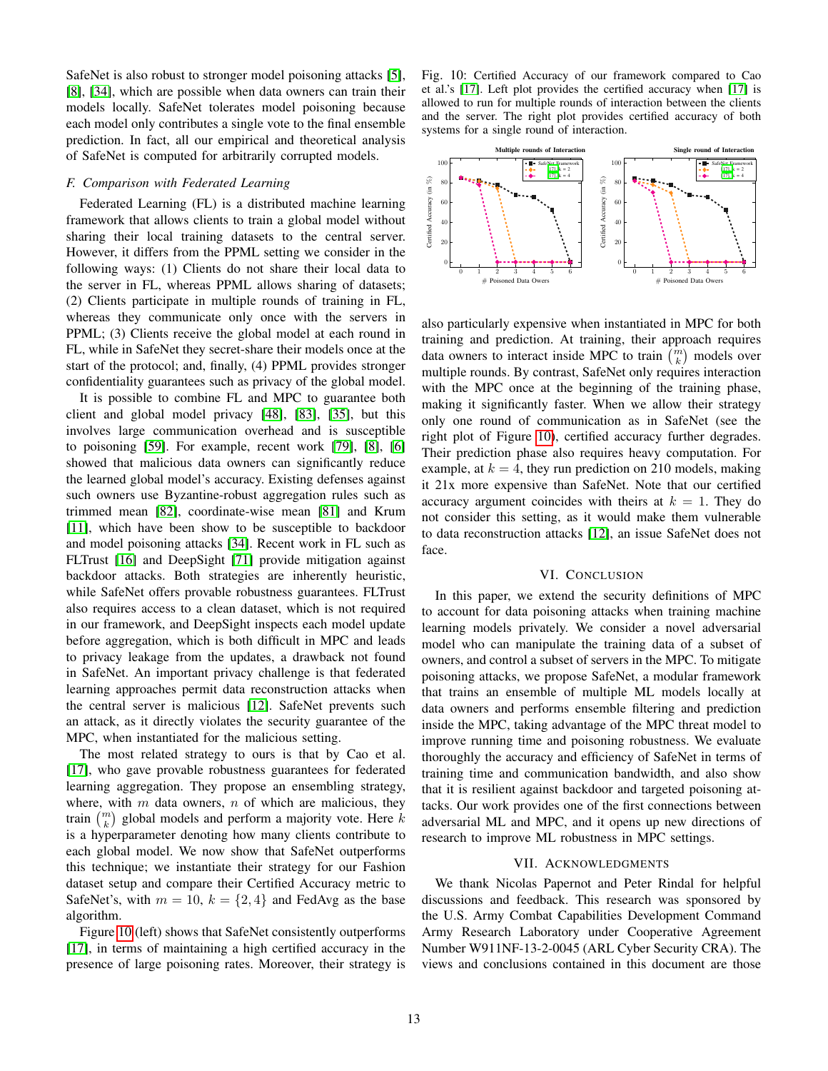SafeNet is also robust to stronger model poisoning attacks [5], [8], [34], which are possible when data owners can train their models locally. SafeNet tolerates model poisoning because each model only contributes a single vote to the final ensemble prediction. In fact, all our empirical and theoretical analysis of SafeNet is computed for arbitrarily corrupted models.

### *F. Comparison with Federated Learning*

Federated Learning (FL) is a distributed machine learning framework that allows clients to train a global model without sharing their local training datasets to the central server. However, it differs from the PPML setting we consider in the following ways: (1) Clients do not share their local data to the server in FL, whereas PPML allows sharing of datasets; (2) Clients participate in multiple rounds of training in FL, whereas they communicate only once with the servers in PPML; (3) Clients receive the global model at each round in FL, while in SafeNet they secret-share their models once at the start of the protocol; and, finally, (4) PPML provides stronger confidentiality guarantees such as privacy of the global model.

It is possible to combine FL and MPC to guarantee both client and global model privacy [48], [83], [35], but this involves large communication overhead and is susceptible to poisoning [59]. For example, recent work [79], [8], [6] showed that malicious data owners can significantly reduce the learned global model's accuracy. Existing defenses against such owners use Byzantine-robust aggregation rules such as trimmed mean [82], coordinate-wise mean [81] and Krum [11], which have been show to be susceptible to backdoor and model poisoning attacks [34]. Recent work in FL such as FLTrust [16] and DeepSight [71] provide mitigation against backdoor attacks. Both strategies are inherently heuristic, while SafeNet offers provable robustness guarantees. FLTrust also requires access to a clean dataset, which is not required in our framework, and DeepSight inspects each model update before aggregation, which is both difficult in MPC and leads to privacy leakage from the updates, a drawback not found in SafeNet. An important privacy challenge is that federated learning approaches permit data reconstruction attacks when the central server is malicious [12]. SafeNet prevents such an attack, as it directly violates the security guarantee of the MPC, when instantiated for the malicious setting.

The most related strategy to ours is that by Cao et al. [17], who gave provable robustness guarantees for federated learning aggregation. They propose an ensembling strategy, where, with $m$ data owners, $n$ of which are malicious, they train $\binom{m}{k}$ global models and perform a majority vote. Here $k$ is a hyperparameter denoting how many clients contribute to each global model. We now show that SafeNet outperforms this technique; we instantiate their strategy for our Fashion dataset setup and compare their Certified Accuracy metric to SafeNet's, with $m = 10$, $k = \{2, 4\}$ and FedAvg as the base algorithm.

Figure 10 (left) shows that SafeNet consistently outperforms [17], in terms of maintaining a high certified accuracy in the presence of large poisoning rates. Moreover, their strategy is also particularly expensive when instantiated in MPC for both training and prediction. At training, their approach requires data owners to interact inside MPC to train $\binom{m}{k}$ models over multiple rounds. By contrast, SafeNet only requires interaction with the MPC once at the beginning of the training phase, making it significantly faster. When we allow their strategy only one round of communication as in SafeNet (see the right plot of Figure 10), certified accuracy further degrades. Their prediction phase also requires heavy computation. For example, at $k = 4$, they run prediction on 210 models, making it 21x more expensive than SafeNet. Note that our certified accuracy argument coincides with theirs at $k = 1$. They do not consider this setting, as it would make them vulnerable to data reconstruction attacks [12], an issue SafeNet does not face.

Fig. 10: Certified Accuracy of our framework compared to Cao et al.'s [17]. Left plot provides the certified accuracy when [17] is allowed to run for multiple rounds of interaction between the clients and the server. The right plot provides certified accuracy of both systems for a single round of interaction.

## VI. Conclusion

In this paper, we extend the security definitions of MPC to account for data poisoning attacks when training machine learning models privately. We consider a novel adversarial model who can manipulate the training data of a subset of owners, and control a subset of servers in the MPC. To mitigate poisoning attacks, we propose SafeNet, a modular framework that trains an ensemble of multiple ML models locally at data owners and performs ensemble filtering and prediction inside the MPC, taking advantage of the MPC threat model to improve running time and poisoning robustness. We evaluate thoroughly the accuracy and efficiency of SafeNet in terms of training time and communication bandwidth, and also show that it is resilient against backdoor and targeted poisoning attacks. Our work provides one of the first connections between adversarial ML and MPC, and it opens up new directions of research to improve ML robustness in MPC settings.

## VII. Acknowledgments

We thank Nicolas Papernot and Peter Rindal for helpful discussions and feedback. This research was sponsored by the U.S. Army Combat Capabilities Development Command Army Research Laboratory under Cooperative Agreement Number W911NF-13-2-0045 (ARL Cyber Security CRA). The views and conclusions contained in this document are those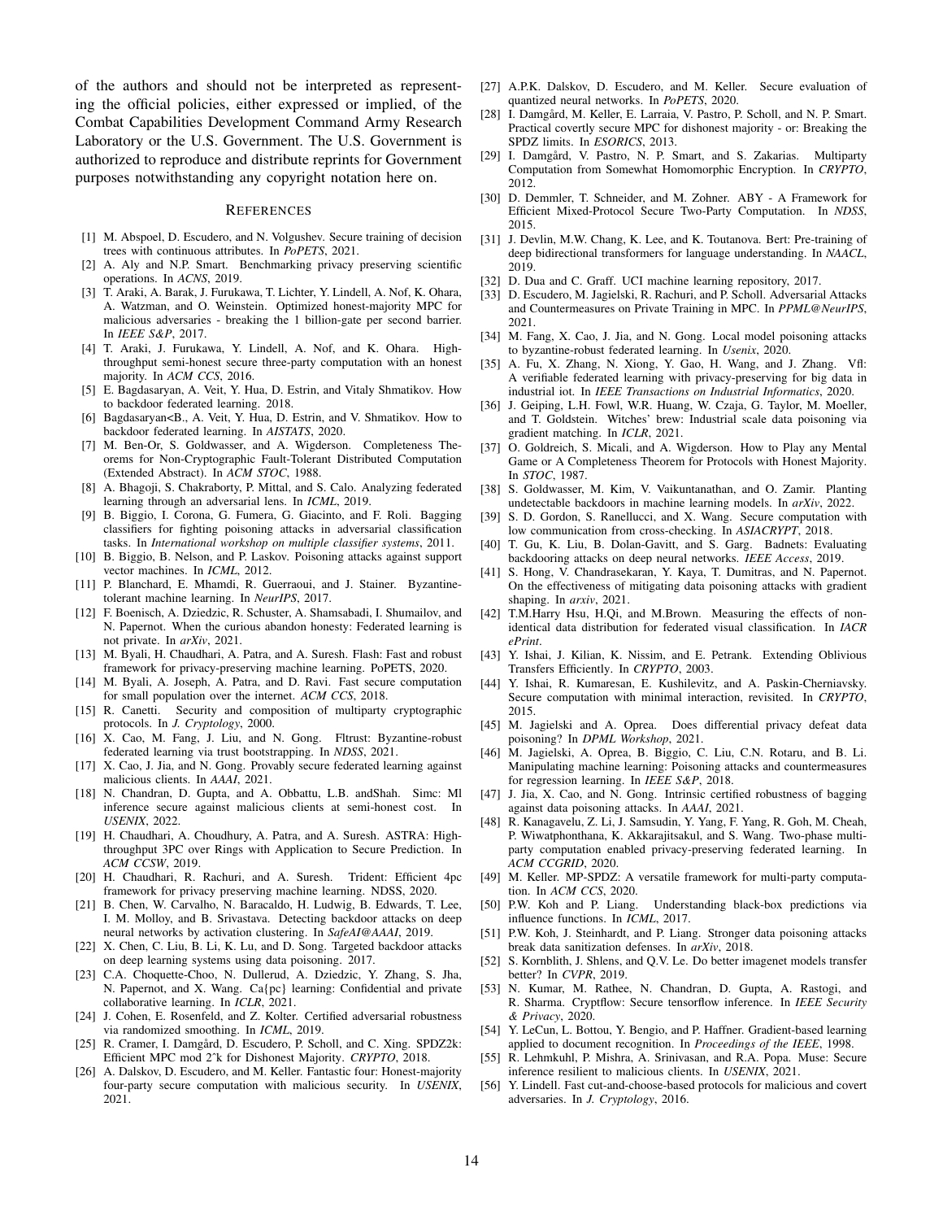of the authors and should not be interpreted as representing the official policies, either expressed or implied, of the Combat Capabilities Development Command Army Research Laboratory or the U.S. Government. The U.S. Government is authorized to reproduce and distribute reprints for Government purposes notwithstanding any copyright notation here on.

## References

[1] M. Abspoel, D. Escudero, and N. Volgushev. Secure training of decision trees with continuous attributes. In *PoPETS*, 2021.

[2] A. Aly and N.P. Smart. Benchmarking privacy preserving scientific operations. In *ACNS*, 2019.

[3] T. Araki, A. Barak, J. Furukawa, T. Lichter, Y. Lindell, A. Nof, K. Ohara, A. Watzman, and O. Weinstein. Optimized honest-majority MPC for malicious adversaries - breaking the 1 billion-gate per second barrier. In *IEEE S&P*, 2017.

[4] T. Araki, J. Furukawa, Y. Lindell, A. Nof, and K. Ohara. High-throughput semi-honest secure three-party computation with an honest majority. In *ACM CCS*, 2016.

[5] E. Bagdasaryan, A. Veit, Y. Hua, D. Estrin, and Vitaly Shmatikov. How to backdoor federated learning. 2018.

[6] Bagdasaryan<B., A. Veit, Y. Hua, D. Estrin, and V. Shmatikov. How to backdoor federated learning. In *AISTATS*, 2020.

[7] M. Ben-Or, S. Goldwasser, and A. Wigderson. Completeness Theorems for Non-Cryptographic Fault-Tolerant Distributed Computation (Extended Abstract). In *ACM STOC*, 1988.

[8] A. Bhagoji, S. Chakraborty, P. Mittal, and S. Calo. Analyzing federated learning through an adversarial lens. In *ICML*, 2019.

[9] B. Biggio, I. Corona, G. Fumera, G. Giacinto, and F. Roli. Bagging classifiers for fighting poisoning attacks in adversarial classification tasks. In *International workshop on multiple classifier systems*, 2011.

[10] B. Biggio, B. Nelson, and P. Laskov. Poisoning attacks against support vector machines. In *ICML*, 2012.

[11] P. Blanchard, E. Mhamdi, R. Guerraoui, and J. Stainer. Byzantine-tolerant machine learning. In *NeurIPS*, 2017.

[12] F. Boenisch, A. Dziedzic, R. Schuster, A. Shamsabadi, I. Shumailov, and N. Papernot. When the curious abandon honesty: Federated learning is not private. In *arXiv*, 2021.

[13] M. Byali, H. Chaudhari, A. Patra, and A. Suresh. Flash: Fast and robust framework for privacy-preserving machine learning. PoPETS, 2020.

[14] M. Byali, A. Joseph, A. Patra, and D. Ravi. Fast secure computation for small population over the internet. *ACM CCS*, 2018.

[15] R. Canetti. Security and composition of multiparty cryptographic protocols. In *J. Cryptology*, 2000.

[16] X. Cao, M. Fang, J. Liu, and N. Gong. Fltrust: Byzantine-robust federated learning via trust bootstrapping. In *NDSS*, 2021.

[17] X. Cao, J. Jia, and N. Gong. Provably secure federated learning against malicious clients. In *AAAI*, 2021.

[18] N. Chandran, D. Gupta, and A. Obbattu, L.B. andShah. Simc: Ml inference secure against malicious clients at semi-honest cost. In *USENIX*, 2022.

[19] H. Chaudhari, A. Choudhury, A. Patra, and A. Suresh. ASTRA: High-throughput 3PC over Rings with Application to Secure Prediction. In *ACM CCSW*, 2019.

[20] H. Chaudhari, R. Rachuri, and A. Suresh. Trident: Efficient 4pc framework for privacy preserving machine learning. NDSS, 2020.

[21] B. Chen, W. Carvalho, N. Baracaldo, H. Ludwig, B. Edwards, T. Lee, I. M. Molloy, and B. Srivastava. Detecting backdoor attacks on deep neural networks by activation clustering. In *SafeAI@AAAI*, 2019.

[22] X. Chen, C. Liu, B. Li, K. Lu, and D. Song. Targeted backdoor attacks on deep learning systems using data poisoning. 2017.

[23] C.A. Choquette-Choo, N. Dullerud, A. Dziedzic, Y. Zhang, S. Jha, N. Papernot, and X. Wang. Ca{pc} learning: Confidential and private collaborative learning. In *ICLR*, 2021.

[24] J. Cohen, E. Rosenfeld, and Z. Kolter. Certified adversarial robustness via randomized smoothing. In *ICML*, 2019.

[25] R. Cramer, I. Damgård, D. Escudero, P. Scholl, and C. Xing. SPDZ2k: Efficient MPC mod 2^k for Dishonest Majority. *CRYPTO*, 2018.

[26] A. Dalskov, D. Escudero, and M. Keller. Fantastic four: Honest-majority four-party secure computation with malicious security. In *USENIX*, 2021.

[27] A.P.K. Dalskov, D. Escudero, and M. Keller. Secure evaluation of quantized neural networks. In *PoPETS*, 2020.

[28] I. Damgård, M. Keller, E. Larraia, V. Pastro, P. Scholl, and N. P. Smart. Practical covertly secure MPC for dishonest majority - or: Breaking the SPDZ limits. In *ESORICS*, 2013.

[29] I. Damgård, V. Pastro, N. P. Smart, and S. Zakarias. Multiparty Computation from Somewhat Homomorphic Encryption. In *CRYPTO*, 2012.

[30] D. Demmler, T. Schneider, and M. Zohner. ABY - A Framework for Efficient Mixed-Protocol Secure Two-Party Computation. In *NDSS*, 2015.

[31] J. Devlin, M.W. Chang, K. Lee, and K. Toutanova. Bert: Pre-training of deep bidirectional transformers for language understanding. In *NAACL*, 2019.

[32] D. Dua and C. Graff. UCI machine learning repository, 2017.

[33] D. Escudero, M. Jagielski, R. Rachuri, and P. Scholl. Adversarial Attacks and Countermeasures on Private Training in MPC. In *PPML@NeurIPS*, 2021.

[34] M. Fang, X. Cao, J. Jia, and N. Gong. Local model poisoning attacks to byzantine-robust federated learning. In *Usenix*, 2020.

[35] A. Fu, X. Zhang, N. Xiong, Y. Gao, H. Wang, and J. Zhang. Vfl: A verifiable federated learning with privacy-preserving for big data in industrial iot. In *IEEE Transactions on Industrial Informatics*, 2020.

[36] J. Geiping, L.H. Fowl, W.R. Huang, W. Czaja, G. Taylor, M. Moeller, and T. Goldstein. Witches' brew: Industrial scale data poisoning via gradient matching. In *ICLR*, 2021.

[37] O. Goldreich, S. Micali, and A. Wigderson. How to Play any Mental Game or A Completeness Theorem for Protocols with Honest Majority. In *STOC*, 1987.

[38] S. Goldwasser, M. Kim, V. Vaikuntanathan, and O. Zamir. Planting undetectable backdoors in machine learning models. In *arXiv*, 2022.

[39] S. D. Gordon, S. Ranellucci, and X. Wang. Secure computation with low communication from cross-checking. In *ASIACRYPT*, 2018.

[40] T. Gu, K. Liu, B. Dolan-Gavitt, and S. Garg. Badnets: Evaluating backdooring attacks on deep neural networks. *IEEE Access*, 2019.

[41] S. Hong, V. Chandrasekaran, Y. Kaya, T. Dumitras, and N. Papernot. On the effectiveness of mitigating data poisoning attacks with gradient shaping. In *arxiv*, 2021.

[42] T.M.Harry Hsu, H.Qi, and M.Brown. Measuring the effects of non-identical data distribution for federated visual classification. In *IACR ePrint*.

[43] Y. Ishai, J. Kilian, K. Nissim, and E. Petrank. Extending Oblivious Transfers Efficiently. In *CRYPTO*, 2003.

[44] Y. Ishai, R. Kumaresan, E. Kushilevitz, and A. Paskin-Cherniavsky. Secure computation with minimal interaction, revisited. In *CRYPTO*, 2015.

[45] M. Jagielski and A. Oprea. Does differential privacy defeat data poisoning? In *DPML Workshop*, 2021.

[46] M. Jagielski, A. Oprea, B. Biggio, C. Liu, C.N. Rotaru, and B. Li. Manipulating machine learning: Poisoning attacks and countermeasures for regression learning. In *IEEE S&P*, 2018.

[47] J. Jia, X. Cao, and N. Gong. Intrinsic certified robustness of bagging against data poisoning attacks. In *AAAI*, 2021.

[48] R. Kanagavelu, Z. Li, J. Samsudin, Y. Yang, F. Yang, R. Goh, M. Cheah, P. Wiwatphonthana, K. Akkarajitsakul, and S. Wang. Two-phase multi-party computation enabled privacy-preserving federated learning. In *ACM CCGRID*, 2020.

[49] M. Keller. MP-SPDZ: A versatile framework for multi-party computation. In *ACM CCS*, 2020.

[50] P.W. Koh and P. Liang. Understanding black-box predictions via influence functions. In *ICML*, 2017.

[51] P.W. Koh, J. Steinhardt, and P. Liang. Stronger data poisoning attacks break data sanitization defenses. In *arXiv*, 2018.

[52] S. Kornblith, J. Shlens, and Q.V. Le. Do better imagenet models transfer better? In *CVPR*, 2019.

[53] N. Kumar, M. Rathee, N. Chandran, D. Gupta, A. Rastogi, and R. Sharma. Cryptflow: Secure tensorflow inference. In *IEEE Security & Privacy*, 2020.

[54] Y. LeCun, L. Bottou, Y. Bengio, and P. Haffner. Gradient-based learning applied to document recognition. In *Proceedings of the IEEE*, 1998.

[55] R. Lehmkuhl, P. Mishra, A. Srinivasan, and R.A. Popa. Muse: Secure inference resilient to malicious clients. In *USENIX*, 2021.

[56] Y. Lindell. Fast cut-and-choose-based protocols for malicious and covert adversaries. In *J. Cryptology*, 2016.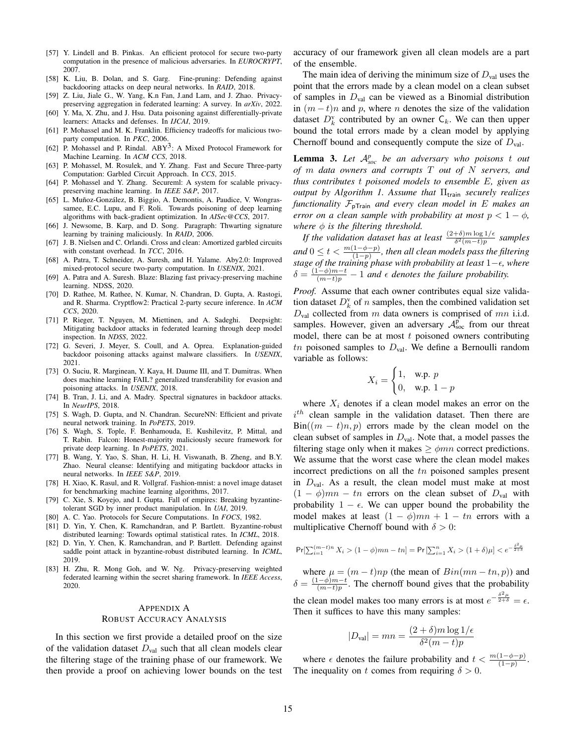[57] Y. Lindell and B. Pinkas. An efficient protocol for secure two-party computation in the presence of malicious adversaries. In *EUROCRYPT*, 2007.

[58] K. Liu, B. Dolan, and S. Garg. Fine-pruning: Defending against backdooring attacks on deep neural networks. In *RAID*, 2018.

[59] Z. Liu, Jiale G., W. Yang, K.n Fan, J.and Lam, and J. Zhao. Privacy-preserving aggregation in federated learning: A survey. In *arXiv*, 2022.

[60] Y. Ma, X. Zhu, and J. Hsu. Data poisoning against differentially-private learners: Attacks and defenses. In *IJCAI*, 2019.

[61] P. Mohassel and M. K. Franklin. Efficiency tradeoffs for malicious two-party computation. In *PKC*, 2006.

[62] P. Mohassel and P. Rindal. ABY$^3$: A Mixed Protocol Framework for Machine Learning. In *ACM CCS*, 2018.

[63] P. Mohassel, M. Rosulek, and Y. Zhang. Fast and Secure Three-party Computation: Garbled Circuit Approach. In *CCS*, 2015.

[64] P. Mohassel and Y. Zhang. Secureml: A system for scalable privacy-preserving machine learning. In *IEEE S&P*, 2017.

[65] L. Muñoz-González, B. Biggio, A. Demontis, A. Paudice, V. Wongrassamee, E.C. Lupu, and F. Roli. Towards poisoning of deep learning algorithms with back-gradient optimization. In *AISec@CCS*, 2017.

[66] J. Newsome, B. Karp, and D. Song. Paragraph: Thwarting signature learning by training maliciously. In *RAID*, 2006.

[67] J. B. Nielsen and C. Orlandi. Cross and clean: Amortized garbled circuits with constant overhead. In *TCC*, 2016.

[68] A. Patra, T. Schneider, A. Suresh, and H. Yalame. Aby2.0: Improved mixed-protocol secure two-party computation. In *USENIX*, 2021.

[69] A. Patra and A. Suresh. Blaze: Blazing fast privacy-preserving machine learning. NDSS, 2020.

[70] D. Rathee, M. Rathee, N. Kumar, N. Chandran, D. Gupta, A. Rastogi, and R. Sharma. Cryptflow2: Practical 2-party secure inference. In *ACM CCS*, 2020.

[71] P. Rieger, T. Nguyen, M. Miettinen, and A. Sadeghi. Deepsight: Mitigating backdoor attacks in federated learning through deep model inspection. In *NDSS*, 2022.

[72] G. Severi, J. Meyer, S. Coull, and A. Oprea. Explanation-guided backdoor poisoning attacks against malware classifiers. In *USENIX*, 2021.

[73] O. Suciu, R. Marginean, Y. Kaya, H. Daume III, and T. Dumitras. When does machine learning FAIL? generalized transferability for evasion and poisoning attacks. In *USENIX*, 2018.

[74] B. Tran, J. Li, and A. Madry. Spectral signatures in backdoor attacks. In *NeurIPS*, 2018.

[75] S. Wagh, D. Gupta, and N. Chandran. SecureNN: Efficient and private neural network training. In *PoPETS*, 2019.

[76] S. Wagh, S. Tople, F. Benhamouda, E. Kushilevitz, P. Mittal, and T. Rabin. Falcon: Honest-majority maliciously secure framework for private deep learning. In *PoPETS*, 2021.

[77] B. Wang, Y. Yao, S. Shan, H. Li, H. Viswanath, B. Zheng, and B.Y. Zhao. Neural cleanse: Identifying and mitigating backdoor attacks in neural networks. In *IEEE S&P*, 2019.

[78] H. Xiao, K. Rasul, and R. Vollgraf. Fashion-mnist: a novel image dataset for benchmarking machine learning algorithms, 2017.

[79] C. Xie, S. Koyejo, and I. Gupta. Fall of empires: Breaking byzantine-tolerant SGD by inner product manipulation. In *UAI*, 2019.

[80] A. C. Yao. Protocols for Secure Computations. In *FOCS*, 1982.

[81] D. Yin, Y. Chen, K. Ramchandran, and P. Bartlett. Byzantine-robust distributed learning: Towards optimal statistical rates. In *ICML*, 2018.

[82] D. Yin, Y. Chen, K. Ramchandran, and P. Bartlett. Defending against saddle point attack in byzantine-robust distributed learning. In *ICML*, 2019.

[83] H. Zhu, R. Mong Goh, and W. Ng. Privacy-preserving weighted federated learning within the secret sharing framework. In *IEEE Access*, 2020.

## Appendix A
## Robust Accuracy Analysis

In this section we first provide a detailed proof on the size of the validation dataset $D_{\text{val}}$ such that all clean models clear the filtering stage of the training phase of our framework. We then provide a proof on achieving lower bounds on the test accuracy of our framework given all clean models are a part of the ensemble.

The main idea of deriving the minimum size of $D_{\text{val}}$ uses the point that the errors made by a clean model on a clean subset of samples in $D_{\text{val}}$ can be viewed as a Binomial distribution in $(m-t)n$ and $p$, where $n$ denotes the size of the validation dataset $D_k^{\text{v}}$ contributed by an owner $\mathsf{C}_k$. We can then upper bound the total errors made by a clean model by applying Chernoff bound and consequently compute the size of $D_{\text{val}}$.

**Lemma 3.** *Let $\mathcal{A}^{p}_{soc}$ be an adversary who poisons $t$ out of $m$ data owners and corrupts $T$ out of $N$ servers, and thus contributes $t$ poisoned models to ensemble $E$, given as output by Algorithm 1. Assume that $\Pi_{\text{train}}$ securely realizes functionality $\mathcal{F}_{\text{pTrain}}$ and every clean model in $E$ makes an error on a clean sample with probability at most $p < 1-\phi$, where $\phi$ is the filtering threshold.*

*If the validation dataset has at least $\frac{(2+\delta)m\log 1/\epsilon}{\delta^2(m-t)p}$ samples and $0 \leq t < \frac{m(1-\phi-p)}{(1-p)}$, then all clean models pass the filtering stage of the training phase with probability at least $1-\epsilon$, where $\delta = \frac{(1-\phi)m-t}{(m-t)p} - 1$ and $\epsilon$ denotes the failure probability.*

*Proof.* Assume that each owner contributes equal size validation dataset $D_k^{\text{v}}$ of $n$ samples, then the combined validation set $D_{\text{val}}$ collected from $m$ data owners is comprised of $mn$ i.i.d. samples. However, given an adversary $\mathcal{A}^{\text{p}}_{\text{soc}}$ from our threat model, there can be at most $t$ poisoned owners contributing $tn$ poisoned samples to $D_{\text{val}}$. We define a Bernoulli random variable as follows:

$$X_i = \begin{cases} 1, & \text{w.p. } p \\ 0, & \text{w.p. } 1-p \end{cases}$$

where $X_i$ denotes if a clean model makes an error on the $i^{th}$ clean sample in the validation dataset. Then there are $\text{Bin}((m-t)n, p)$ errors made by the clean model on the clean subset of samples in $D_{\text{val}}$. Note that, a model passes the filtering stage only when it makes $\geq \phi mn$ correct predictions. We assume that the worst case where the clean model makes incorrect predictions on all the $tn$ poisoned samples present in $D_{\text{val}}$. As a result, the clean model must make at most $(1-\phi)mn - tn$ errors on the clean subset of $D_{\text{val}}$ with probability $1-\epsilon$. We can upper bound the probability the model makes at least $(1-\phi)mn + 1 - tn$ errors with a multiplicative Chernoff bound with $\delta > 0$:

$$\Pr[\textstyle\sum_{i=1}^{(m-t)n} X_i > (1-\phi)mn - tn] = \Pr[\sum_{i=1}^{n} X_i > (1+\delta)\mu] < e^{-\frac{\delta^2\mu}{2+\delta}}$$

where $\mu = (m-t)np$ (the mean of $Bin(mn - tn, p)$) and $\delta = \frac{(1-\phi)m-t}{(m-t)p}$. The chernoff bound gives that the probability the clean model makes too many errors is at most $e^{-\frac{\delta^2\mu}{2+\delta}} = \epsilon$. Then it suffices to have this many samples:

$$|D_{\text{val}}| = mn = \frac{(2+\delta)m\log 1/\epsilon}{\delta^2(m-t)p}$$

where $\epsilon$ denotes the failure probability and $t < \frac{m(1-\phi-p)}{(1-p)}$. The inequality on $t$ comes from requiring $\delta > 0$.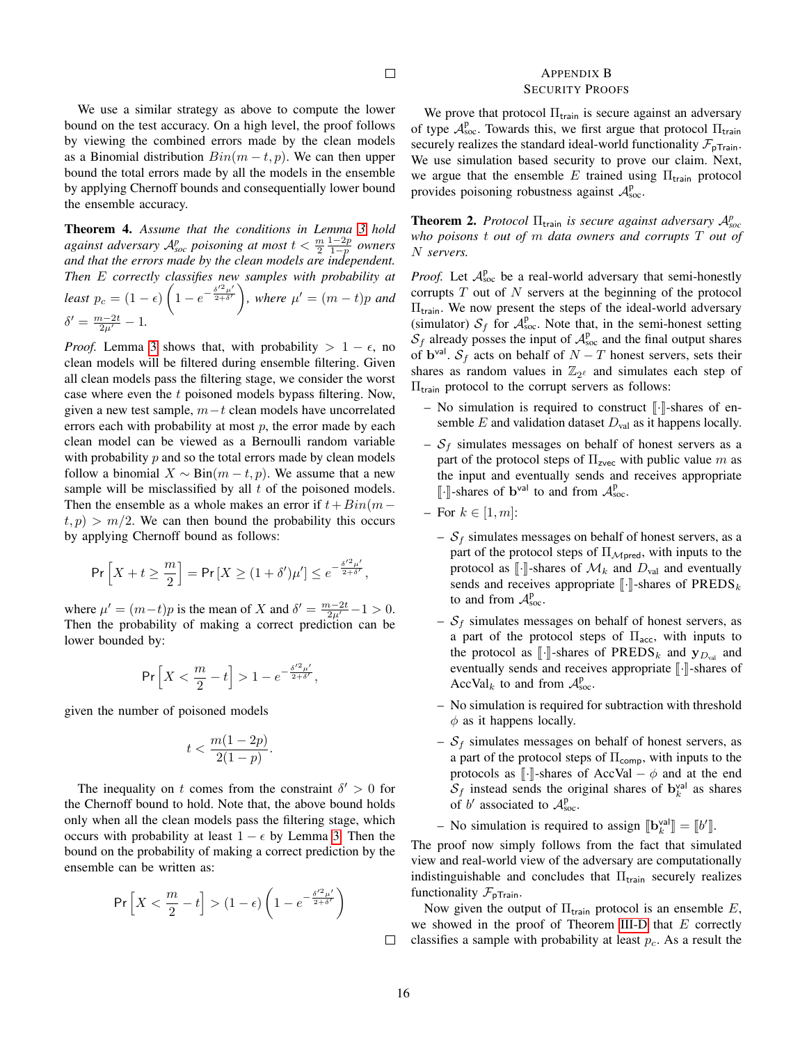□

We use a similar strategy as above to compute the lower bound on the test accuracy. On a high level, the proof follows by viewing the combined errors made by the clean models as a Binomial distribution $Bin(m-t,p)$. We can then upper bound the total errors made by all the models in the ensemble by applying Chernoff bounds and consequentially lower bound the ensemble accuracy.

**Theorem 4.** *Assume that the conditions in Lemma 3 hold against adversary $\mathcal{A}^{p}_{soc}$ poisoning at most $t < \frac{m}{2}\frac{1-2p}{1-p}$ owners and that the errors made by the clean models are independent. Then $E$ correctly classifies new samples with probability at least $p_c = (1-\epsilon)\left(1 - e^{-\frac{\delta'^2\mu'}{2+\delta'}}\right)$, where $\mu' = (m-t)p$ and $\delta' = \frac{m-2t}{2\mu'} - 1$.*

*Proof.* Lemma 3 shows that, with probability $> 1-\epsilon$, no clean models will be filtered during ensemble filtering. Given all clean models pass the filtering stage, we consider the worst case where even the $t$ poisoned models bypass filtering. Now, given a new test sample, $m-t$ clean models have uncorrelated errors each with probability at most $p$, the error made by each clean model can be viewed as a Bernoulli random variable with probability $p$ and so the total errors made by clean models follow a binomial $X \sim \text{Bin}(m-t,p)$. We assume that a new sample will be misclassified by all $t$ of the poisoned models. Then the ensemble as a whole makes an error if $t + Bin(m-t,p) > m/2$. We can then bound the probability this occurs by applying Chernoff bound as follows:

$$\Pr\left[X + t \geq \frac{m}{2}\right] = \Pr\left[X \geq (1+\delta')\mu'\right] \leq e^{-\frac{\delta'^2\mu'}{2+\delta'}},$$

where $\mu' = (m-t)p$ is the mean of $X$ and $\delta' = \frac{m-2t}{2\mu'} - 1 > 0$. Then the probability of making a correct prediction can be lower bounded by:

$$\Pr\left[X < \frac{m}{2} - t\right] > 1 - e^{-\frac{\delta'^2\mu'}{2+\delta'}},$$

given the number of poisoned models

$$t < \frac{m(1-2p)}{2(1-p)}.$$

The inequality on $t$ comes from the constraint $\delta' > 0$ for the Chernoff bound to hold. Note that, the above bound holds only when all the clean models pass the filtering stage, which occurs with probability at least $1-\epsilon$ by Lemma 3. Then the bound on the probability of making a correct prediction by the ensemble can be written as:

$$\Pr\left[X < \frac{m}{2} - t\right] > (1-\epsilon)\left(1 - e^{-\frac{\delta'^2\mu'}{2+\delta'}}\right)$$

□

# Appendix B
## Security Proofs

We prove that protocol $\Pi_{\mathsf{train}}$ is secure against an adversary of type $\mathcal{A}^{\mathsf{p}}_{\mathsf{soc}}$. Towards this, we first argue that protocol $\Pi_{\mathsf{train}}$ securely realizes the standard ideal-world functionality $\mathcal{F}_{\mathsf{pTrain}}$. We use simulation based security to prove our claim. Next, we argue that the ensemble $E$ trained using $\Pi_{\mathsf{train}}$ protocol provides poisoning robustness against $\mathcal{A}^{\mathsf{p}}_{\mathsf{soc}}$.

**Theorem 2.** *Protocol $\Pi_{\mathsf{train}}$ is secure against adversary $\mathcal{A}^{p}_{soc}$ who poisons $t$ out of $m$ data owners and corrupts $T$ out of $N$ servers.*

*Proof.* Let $\mathcal{A}^{\mathsf{p}}_{\mathsf{soc}}$ be a real-world adversary that semi-honestly corrupts $T$ out of $N$ servers at the beginning of the protocol $\Pi_{\mathsf{train}}$. We now present the steps of the ideal-world adversary (simulator) $\mathcal{S}_f$ for $\mathcal{A}^{\mathsf{p}}_{\mathsf{soc}}$. Note that, in the semi-honest setting $\mathcal{S}_f$ already posses the input of $\mathcal{A}^{\mathsf{p}}_{\mathsf{soc}}$ and the final output shares of $\mathbf{b}^{\mathsf{val}}$. $\mathcal{S}_f$ acts on behalf of $N-T$ honest servers, sets their shares as random values in $\mathbb{Z}_{2^\ell}$ and simulates each step of $\Pi_{\mathsf{train}}$ protocol to the corrupt servers as follows:

- No simulation is required to construct $[\![\cdot]\!]$-shares of ensemble $E$ and validation dataset $D_{\mathsf{val}}$ as it happens locally.
- $\mathcal{S}_f$ simulates messages on behalf of honest servers as a part of the protocol steps of $\Pi_{\mathsf{zvec}}$ with public value $m$ as the input and eventually sends and receives appropriate $[\![\cdot]\!]$-shares of $\mathbf{b}^{\mathsf{val}}$ to and from $\mathcal{A}^{\mathsf{p}}_{\mathsf{soc}}$.
- For $k \in [1,m]$:
  - $\mathcal{S}_f$ simulates messages on behalf of honest servers, as a part of the protocol steps of $\Pi_{\mathcal{M}\mathsf{pred}}$, with inputs to the protocol as $[\![\cdot]\!]$-shares of $\mathcal{M}_k$ and $D_{\mathsf{val}}$ and eventually sends and receives appropriate $[\![\cdot]\!]$-shares of $\text{PREDS}_k$ to and from $\mathcal{A}^{\mathsf{p}}_{\mathsf{soc}}$.
  - $\mathcal{S}_f$ simulates messages on behalf of honest servers, as a part of the protocol steps of $\Pi_{\mathsf{acc}}$, with inputs to the protocol as $[\![\cdot]\!]$-shares of $\text{PREDS}_k$ and $\mathbf{y}_{D_{\mathsf{val}}}$ and eventually sends and receives appropriate $[\![\cdot]\!]$-shares of $\text{AccVal}_k$ to and from $\mathcal{A}^{\mathsf{p}}_{\mathsf{soc}}$.
  - No simulation is required for subtraction with threshold $\phi$ as it happens locally.
  - $\mathcal{S}_f$ simulates messages on behalf of honest servers, as a part of the protocol steps of $\Pi_{\mathsf{comp}}$, with inputs to the protocols as $[\![\cdot]\!]$-shares of $\text{AccVal} - \phi$ and at the end $\mathcal{S}_f$ instead sends the original shares of $\mathbf{b}^{\mathsf{val}}_k$ as shares of $b'$ associated to $\mathcal{A}^{\mathsf{p}}_{\mathsf{soc}}$.
  - No simulation is required to assign $[\![\mathbf{b}^{\mathsf{val}}_k]\!] = [\![b']\!]$.

The proof now simply follows from the fact that simulated view and real-world view of the adversary are computationally indistinguishable and concludes that $\Pi_{\mathsf{train}}$ securely realizes functionality $\mathcal{F}_{\mathsf{pTrain}}$.

Now given the output of $\Pi_{\mathsf{train}}$ protocol is an ensemble $E$, we showed in the proof of Theorem III-D that $E$ correctly classifies a sample with probability at least $p_c$. As a result the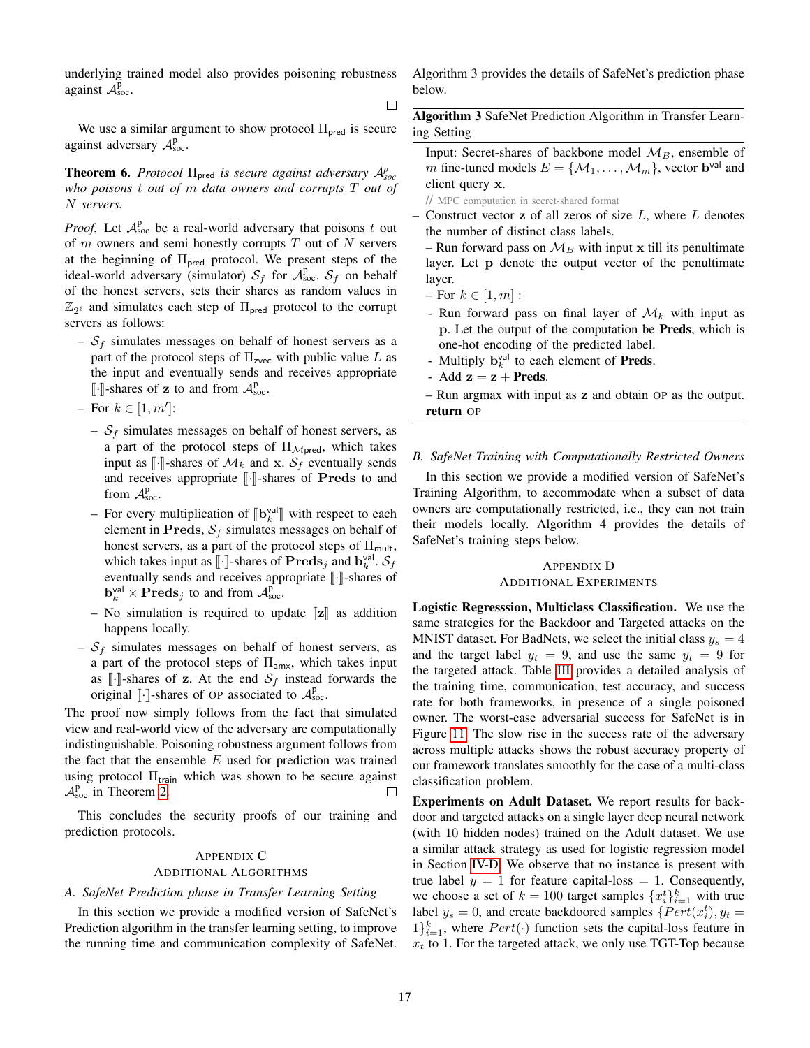underlying trained model also provides poisoning robustness against $\mathcal{A}^{\mathsf{p}}_{\mathsf{soc}}$. □

We use a similar argument to show protocol $\Pi_{\mathsf{pred}}$ is secure against adversary $\mathcal{A}^{\mathsf{p}}_{\mathsf{soc}}$.

**Theorem 6.** *Protocol $\Pi_{\mathsf{pred}}$ is secure against adversary $\mathcal{A}^{p}_{soc}$ who poisons $t$ out of $m$ data owners and corrupts $T$ out of $N$ servers.*

*Proof.* Let $\mathcal{A}^{\mathsf{p}}_{\mathsf{soc}}$ be a real-world adversary that poisons $t$ out of $m$ owners and semi honestly corrupts $T$ out of $N$ servers at the beginning of $\Pi_{\mathsf{pred}}$ protocol. We present steps of the ideal-world adversary (simulator) $\mathcal{S}_f$ for $\mathcal{A}^{\mathsf{p}}_{\mathsf{soc}}$. $\mathcal{S}_f$ on behalf of the honest servers, sets their shares as random values in $\mathbb{Z}_{2^\ell}$ and simulates each step of $\Pi_{\mathsf{pred}}$ protocol to the corrupt servers as follows:

- $\mathcal{S}_f$ simulates messages on behalf of honest servers as a part of the protocol steps of $\Pi_{\mathsf{zvec}}$ with public value $L$ as the input and eventually sends and receives appropriate $[\![\cdot]\!]$-shares of $\mathbf{z}$ to and from $\mathcal{A}^{\mathsf{p}}_{\mathsf{soc}}$.
- For $k \in [1, m']$:
  - $\mathcal{S}_f$ simulates messages on behalf of honest servers, as a part of the protocol steps of $\Pi_{\mathcal{M}\mathsf{pred}}$, which takes input as $[\![\cdot]\!]$-shares of $\mathcal{M}_k$ and $\mathbf{x}$. $\mathcal{S}_f$ eventually sends and receives appropriate $[\![\cdot]\!]$-shares of $\mathbf{Preds}$ to and from $\mathcal{A}^{\mathsf{p}}_{\mathsf{soc}}$.
  - For every multiplication of $[\![\mathbf{b}^{\mathsf{val}}_k]\!]$ with respect to each element in $\mathbf{Preds}$, $\mathcal{S}_f$ simulates messages on behalf of honest servers, as a part of the protocol steps of $\Pi_{\mathsf{mult}}$, which takes input as $[\![\cdot]\!]$-shares of $\mathbf{Preds}_j$ and $\mathbf{b}^{\mathsf{val}}_k$. $\mathcal{S}_f$ eventually sends and receives appropriate $[\![\cdot]\!]$-shares of $\mathbf{b}^{\mathsf{val}}_k \times \mathbf{Preds}_j$ to and from $\mathcal{A}^{\mathsf{p}}_{\mathsf{soc}}$.
  - No simulation is required to update $[\![\mathbf{z}]\!]$ as addition happens locally.
- $\mathcal{S}_f$ simulates messages on behalf of honest servers, as a part of the protocol steps of $\Pi_{\mathsf{amx}}$, which takes input as $[\![\cdot]\!]$-shares of $\mathbf{z}$. At the end $\mathcal{S}_f$ instead forwards the original $[\![\cdot]\!]$-shares of OP associated to $\mathcal{A}^{\mathsf{p}}_{\mathsf{soc}}$.

The proof now simply follows from the fact that simulated view and real-world view of the adversary are computationally indistinguishable. Poisoning robustness argument follows from the fact that the ensemble $E$ used for prediction was trained using protocol $\Pi_{\mathsf{train}}$ which was shown to be secure against $\mathcal{A}^{\mathsf{p}}_{\mathsf{soc}}$ in Theorem 2. □

This concludes the security proofs of our training and prediction protocols.

## Appendix C
## Additional Algorithms

### A. SafeNet Prediction phase in Transfer Learning Setting

In this section we provide a modified version of SafeNet's Prediction algorithm in the transfer learning setting, to improve the running time and communication complexity of SafeNet. Algorithm 3 provides the details of SafeNet's prediction phase below.

---

**Algorithm 3** SafeNet Prediction Algorithm in Transfer Learning Setting

---

Input: Secret-shares of backbone model $\mathcal{M}_B$, ensemble of $m$ fine-tuned models $E = \{\mathcal{M}_1, \ldots, \mathcal{M}_m\}$, vector $\mathbf{b}^{\mathsf{val}}$ and client query $\mathbf{x}$.

// MPC computation in secret-shared format

– Construct vector $\mathbf{z}$ of all zeros of size $L$, where $L$ denotes the number of distinct class labels.

– Run forward pass on $\mathcal{M}_B$ with input $\mathbf{x}$ till its penultimate layer. Let $\mathbf{p}$ denote the output vector of the penultimate layer.

– For $k \in [1, m]$ :

- Run forward pass on final layer of $\mathcal{M}_k$ with input as $\mathbf{p}$. Let the output of the computation be **Preds**, which is one-hot encoding of the predicted label.
- Multiply $\mathbf{b}^{\mathsf{val}}_k$ to each element of **Preds**.
- Add $\mathbf{z} = \mathbf{z} + \mathbf{Preds}$.

– Run argmax with input as $\mathbf{z}$ and obtain OP as the output.

**return** OP

---

### B. SafeNet Training with Computationally Restricted Owners

In this section we provide a modified version of SafeNet's Training Algorithm, to accommodate when a subset of data owners are computationally restricted, i.e., they can not train their models locally. Algorithm 4 provides the details of SafeNet's training steps below.

## Appendix D
## Additional Experiments

**Logistic Regresssion, Multiclass Classification.** We use the same strategies for the Backdoor and Targeted attacks on the MNIST dataset. For BadNets, we select the initial class $y_s = 4$ and the target label $y_t = 9$, and use the same $y_t = 9$ for the targeted attack. Table III provides a detailed analysis of the training time, communication, test accuracy, and success rate for both frameworks, in presence of a single poisoned owner. The worst-case adversarial success for SafeNet is in Figure 11. The slow rise in the success rate of the adversary across multiple attacks shows the robust accuracy property of our framework translates smoothly for the case of a multi-class classification problem.

**Experiments on Adult Dataset.** We report results for backdoor and targeted attacks on a single layer deep neural network (with 10 hidden nodes) trained on the Adult dataset. We use a similar attack strategy as used for logistic regression model in Section IV-D. We observe that no instance is present with true label $y = 1$ for feature capital-loss $= 1$. Consequently, we choose a set of $k = 100$ target samples $\{x^t_i\}_{i=1}^k$ with true label $y_s = 0$, and create backdoored samples $\{Pert(x^t_i), y_t = 1\}_{i=1}^k$, where $Pert(\cdot)$ function sets the capital-loss feature in $x_t$ to 1. For the targeted attack, we only use TGT-Top because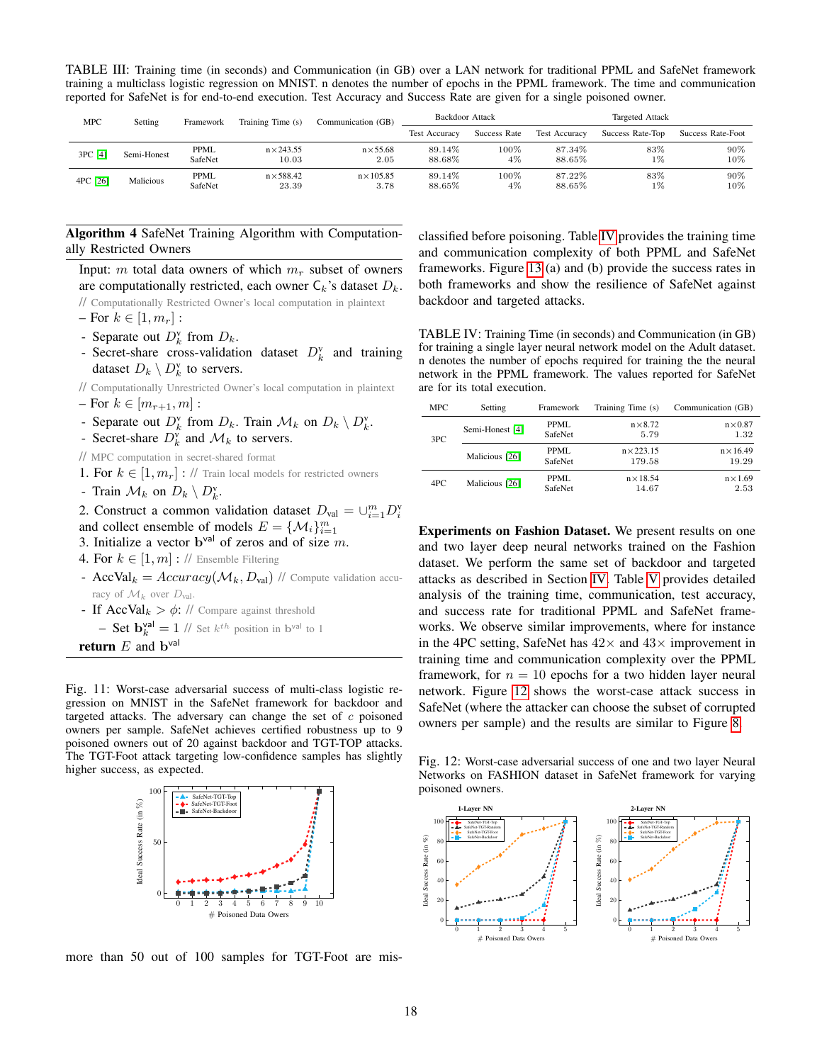TABLE III: Training time (in seconds) and Communication (in GB) over a LAN network for traditional PPML and SafeNet framework training a multiclass logistic regression on MNIST. n denotes the number of epochs in the PPML framework. The time and communication reported for SafeNet is for end-to-end execution. Test Accuracy and Success Rate are given for a single poisoned owner.

| MPC | Setting | Framework | Training Time (s) | Communication (GB) | Backdoor Attack | | Targeted Attack | | |
|---|---|---|---|---|---|---|---|---|---|
| | | | | | Test Accuracy | Success Rate | Test Accuracy | Success Rate-Top | Success Rate-Foot |
| 3PC [4] | Semi-Honest | PPML | n×243.55 | n×55.68 | 89.14% | 100% | 87.34% | 83% | 90% |
| | | SafeNet | 10.03 | 2.05 | 88.68% | 4% | 88.65% | 1% | 10% |
| 4PC [26] | Malicious | PPML | n×588.42 | n×105.85 | 89.14% | 100% | 87.22% | 83% | 90% |
| | | SafeNet | 23.39 | 3.78 | 88.65% | 4% | 88.65% | 1% | 10% |

**Algorithm 4** SafeNet Training Algorithm with Computationally Restricted Owners

Input: $m$ total data owners of which $m_r$ subset of owners are computationally restricted, each owner $\mathsf{C}_k$'s dataset $D_k$.

// Computationally Restricted Owner's local computation in plaintext

– For $k \in [1, m_r]$ :
- Separate out $D_k^{\text{v}}$ from $D_k$.
- Secret-share cross-validation dataset $D_k^{\text{v}}$ and training dataset $D_k \setminus D_k^{\text{v}}$ to servers.

// Computationally Unrestricted Owner's local computation in plaintext

– For $k \in [m_{r+1}, m]$ :
- Separate out $D_k^{\text{v}}$ from $D_k$. Train $\mathcal{M}_k$ on $D_k \setminus D_k^{\text{v}}$.
- Secret-share $D_k^{\text{v}}$ and $\mathcal{M}_k$ to servers.

// MPC computation in secret-shared format

1. For $k \in [1, m_r]$ : // Train local models for restricted owners
   - Train $\mathcal{M}_k$ on $D_k \setminus D_k^{\text{v}}$.
2. Construct a common validation dataset $D_{\text{val}} = \cup_{i=1}^{m} D_i^{\text{v}}$ and collect ensemble of models $E = \{\mathcal{M}_i\}_{i=1}^{m}$
3. Initialize a vector $\mathbf{b}^{\text{val}}$ of zeros and of size $m$.
4. For $k \in [1, m]$ : // Ensemble Filtering
   - $\text{AccVal}_k = Accuracy(\mathcal{M}_k, D_{\text{val}})$ // Compute validation accuracy of $\mathcal{M}_k$ over $D_{\text{val}}$.
   - If $\text{AccVal}_k > \phi$: // Compare against threshold
     – Set $\mathbf{b}_k^{\text{val}} = 1$ // Set $k^{th}$ position in $\mathbf{b}^{\text{val}}$ to 1

**return** $E$ and $\mathbf{b}^{\text{val}}$

Fig. 11: Worst-case adversarial success of multi-class logistic regression on MNIST in the SafeNet framework for backdoor and targeted attacks. The adversary can change the set of $c$ poisoned owners per sample. SafeNet achieves certified robustness up to 9 poisoned owners out of 20 against backdoor and TGT-TOP attacks. The TGT-Foot attack targeting low-confidence samples has slightly higher success, as expected.

more than 50 out of 100 samples for TGT-Foot are misclassified before poisoning. Table IV provides the training time and communication complexity of both PPML and SafeNet frameworks. Figure 13 (a) and (b) provide the success rates in both frameworks and show the resilience of SafeNet against backdoor and targeted attacks.

TABLE IV: Training Time (in seconds) and Communication (in GB) for training a single layer neural network model on the Adult dataset. n denotes the number of epochs required for training the neural network in the PPML framework. The values reported for SafeNet are for its total execution.

| MPC | Setting | Framework | Training Time (s) | Communication (GB) |
|---|---|---|---|---|
| 3PC | Semi-Honest [4] | PPML | n×8.72 | n×0.87 |
| | | SafeNet | 5.79 | 1.32 |
| | Malicious [26] | PPML | n×223.15 | n×16.49 |
| | | SafeNet | 179.58 | 19.29 |
| 4PC | Malicious [26] | PPML | n×18.54 | n×1.69 |
| | | SafeNet | 14.67 | 2.53 |

**Experiments on Fashion Dataset.** We present results on one and two layer deep neural networks trained on the Fashion dataset. We perform the same set of backdoor and targeted attacks as described in Section IV. Table V provides detailed analysis of the training time, communication, test accuracy, and success rate for traditional PPML and SafeNet frameworks. We observe similar improvements, where for instance in the 4PC setting, SafeNet has $42\times$ and $43\times$ improvement in training time and communication complexity over the PPML framework, for $n = 10$ epochs for a two hidden layer neural network. Figure 12 shows the worst-case attack success in SafeNet (where the attacker can choose the subset of corrupted owners per sample) and the results are similar to Figure 8.

Fig. 12: Worst-case adversarial success of one and two layer Neural Networks on FASHION dataset in SafeNet framework for varying poisoned owners.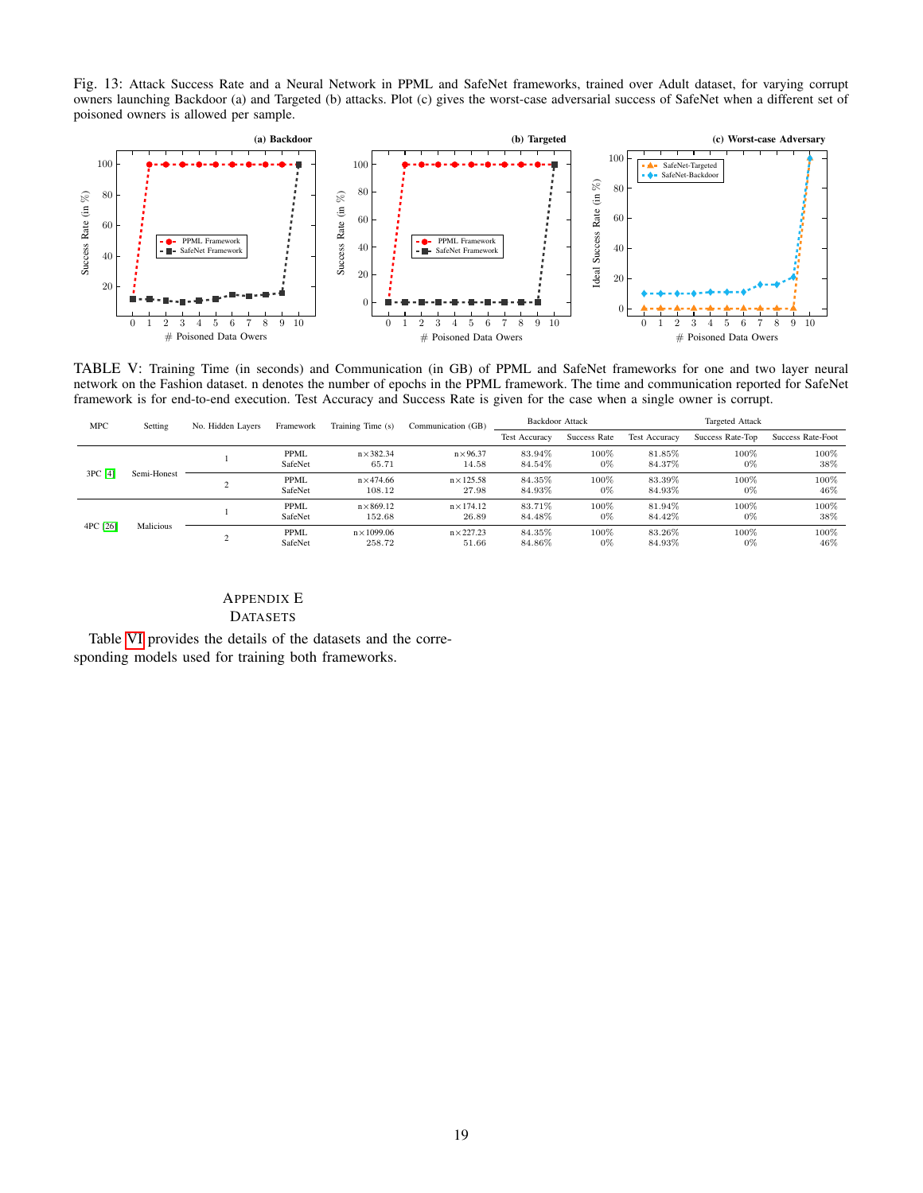Fig. 13: Attack Success Rate and a Neural Network in PPML and SafeNet frameworks, trained over Adult dataset, for varying corrupt owners launching Backdoor (a) and Targeted (b) attacks. Plot (c) gives the worst-case adversarial success of SafeNet when a different set of poisoned owners is allowed per sample.

TABLE V: Training Time (in seconds) and Communication (in GB) of PPML and SafeNet frameworks for one and two layer neural network on the Fashion dataset. n denotes the number of epochs in the PPML framework. The time and communication reported for SafeNet framework is for end-to-end execution. Test Accuracy and Success Rate is given for the case when a single owner is corrupt.

| MPC | Setting | No. Hidden Layers | Framework | Training Time (s) | Communication (GB) | Backdoor Attack | | Targeted Attack | | |
|---|---|---|---|---|---|---|---|---|---|---|
| | | | | | | Test Accuracy | Success Rate | Test Accuracy | Success Rate-Top | Success Rate-Foot |
| 3PC [4] | Semi-Honest | 1 | PPML | n×382.34 | n×96.37 | 83.94% | 100% | 81.85% | 100% | 100% |
| | | | SafeNet | 65.71 | 14.58 | 84.54% | 0% | 84.37% | 0% | 38% |
| | | 2 | PPML | n×474.66 | n×125.58 | 84.35% | 100% | 83.39% | 100% | 100% |
| | | | SafeNet | 108.12 | 27.98 | 84.93% | 0% | 84.93% | 0% | 46% |
| 4PC [26] | Malicious | 1 | PPML | n×869.12 | n×174.12 | 83.71% | 100% | 81.94% | 100% | 100% |
| | | | SafeNet | 152.68 | 26.89 | 84.48% | 0% | 84.42% | 0% | 38% |
| | | 2 | PPML | n×1099.06 | n×227.23 | 84.35% | 100% | 83.26% | 100% | 100% |
| | | | SafeNet | 258.72 | 51.66 | 84.86% | 0% | 84.93% | 0% | 46% |

## Appendix E
## Datasets

Table VI provides the details of the datasets and the corresponding models used for training both frameworks.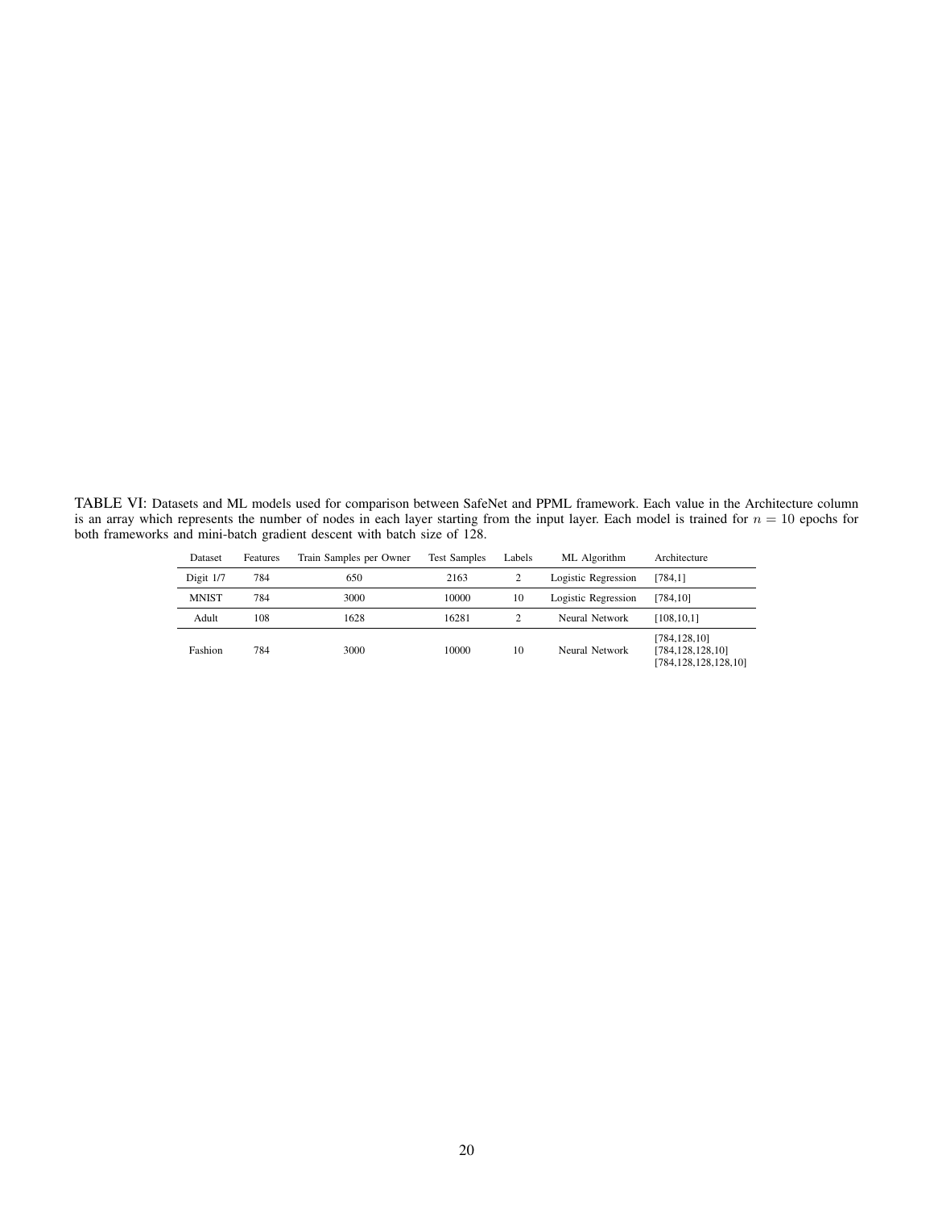TABLE VI: Datasets and ML models used for comparison between SafeNet and PPML framework. Each value in the Architecture column is an array which represents the number of nodes in each layer starting from the input layer. Each model is trained for $n = 10$ epochs for both frameworks and mini-batch gradient descent with batch size of 128.

| Dataset | Features | Train Samples per Owner | Test Samples | Labels | ML Algorithm | Architecture |
|---|---|---|---|---|---|---|
| Digit 1/7 | 784 | 650 | 2163 | 2 | Logistic Regression | [784,1] |
| MNIST | 784 | 3000 | 10000 | 10 | Logistic Regression | [784,10] |
| Adult | 108 | 1628 | 16281 | 2 | Neural Network | [108,10,1] |
| Fashion | 784 | 3000 | 10000 | 10 | Neural Network | [784,128,10]<br>[784,128,128,10]<br>[784,128,128,128,10] |